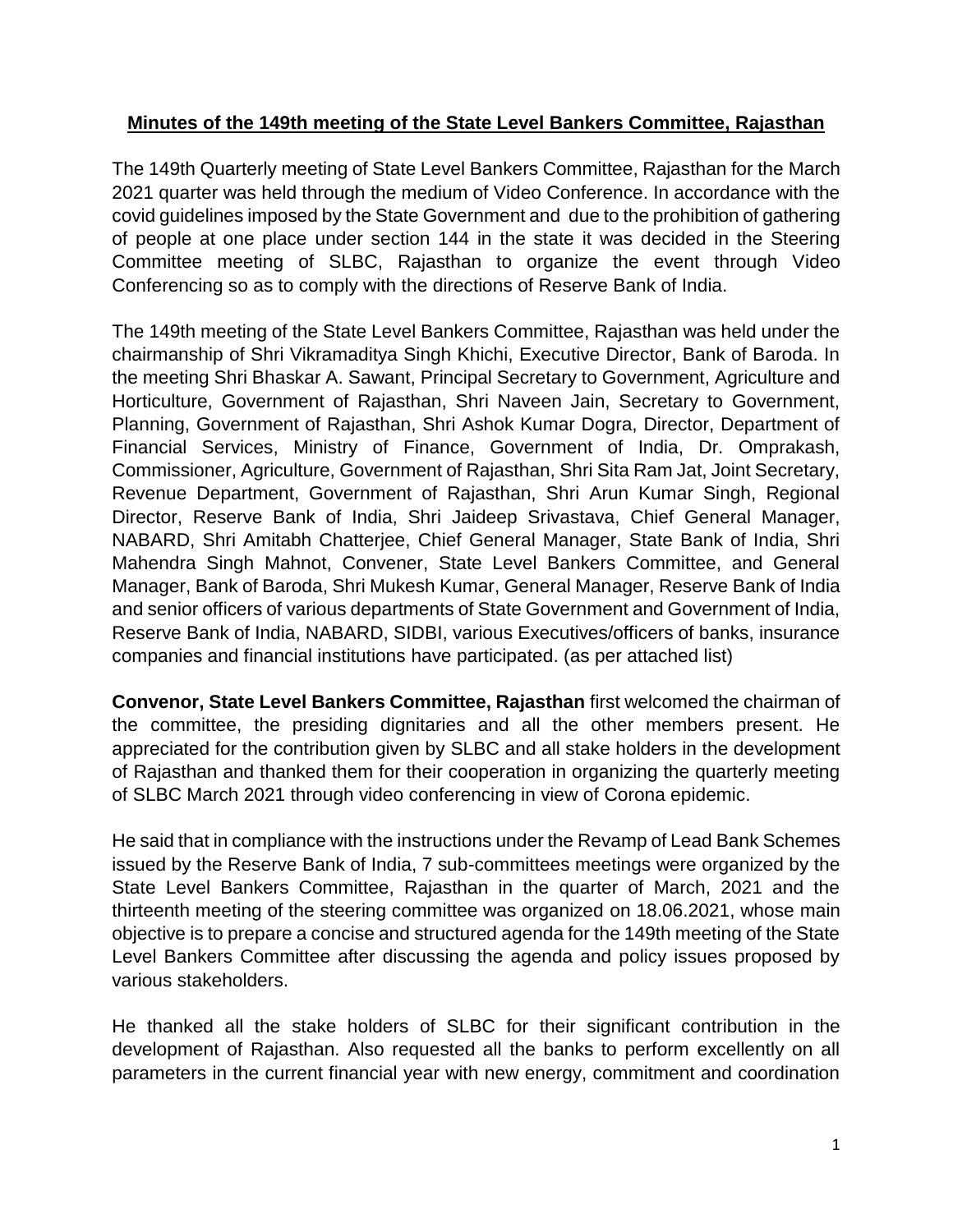**Minutes of the 149th meeting of the State Level Bankers Committee, Rajasthan**

The 149th Quarterly meeting of State Level Bankers Committee, Rajasthan for the March 2021 quarter was held through the medium of Video Conference. In accordance with the covid guidelines imposed by the State Government and due to the prohibition of gathering of people at one place under section 144 in the state it was decided in the Steering Committee meeting of SLBC, Rajasthan to organize the event through Video Conferencing so as to comply with the directions of Reserve Bank of India.

The 149th meeting of the State Level Bankers Committee, Rajasthan was held under the chairmanship of Shri Vikramaditya Singh Khichi, Executive Director, Bank of Baroda. In the meeting Shri Bhaskar A. Sawant, Principal Secretary to Government, Agriculture and Horticulture, Government of Rajasthan, Shri Naveen Jain, Secretary to Government, Planning, Government of Rajasthan, Shri Ashok Kumar Dogra, Director, Department of Financial Services, Ministry of Finance, Government of India, Dr. Omprakash, Commissioner, Agriculture, Government of Rajasthan, Shri Sita Ram Jat, Joint Secretary, Revenue Department, Government of Rajasthan, Shri Arun Kumar Singh, Regional Director, Reserve Bank of India, Shri Jaideep Srivastava, Chief General Manager, NABARD, Shri Amitabh Chatterjee, Chief General Manager, State Bank of India, Shri Mahendra Singh Mahnot, Convener, State Level Bankers Committee, and General Manager, Bank of Baroda, Shri Mukesh Kumar, General Manager, Reserve Bank of India and senior officers of various departments of State Government and Government of India, Reserve Bank of India, NABARD, SIDBI, various Executives/officers of banks, insurance companies and financial institutions have participated. (as per attached list)

**Convenor, State Level Bankers Committee, Rajasthan** first welcomed the chairman of the committee, the presiding dignitaries and all the other members present. He appreciated for the contribution given by SLBC and all stake holders in the development of Rajasthan and thanked them for their cooperation in organizing the quarterly meeting of SLBC March 2021 through video conferencing in view of Corona epidemic.

He said that in compliance with the instructions under the Revamp of Lead Bank Schemes issued by the Reserve Bank of India, 7 sub-committees meetings were organized by the State Level Bankers Committee, Rajasthan in the quarter of March, 2021 and the thirteenth meeting of the steering committee was organized on 18.06.2021, whose main objective is to prepare a concise and structured agenda for the 149th meeting of the State Level Bankers Committee after discussing the agenda and policy issues proposed by various stakeholders.

He thanked all the stake holders of SLBC for their significant contribution in the development of Rajasthan. Also requested all the banks to perform excellently on all parameters in the current financial year with new energy, commitment and coordination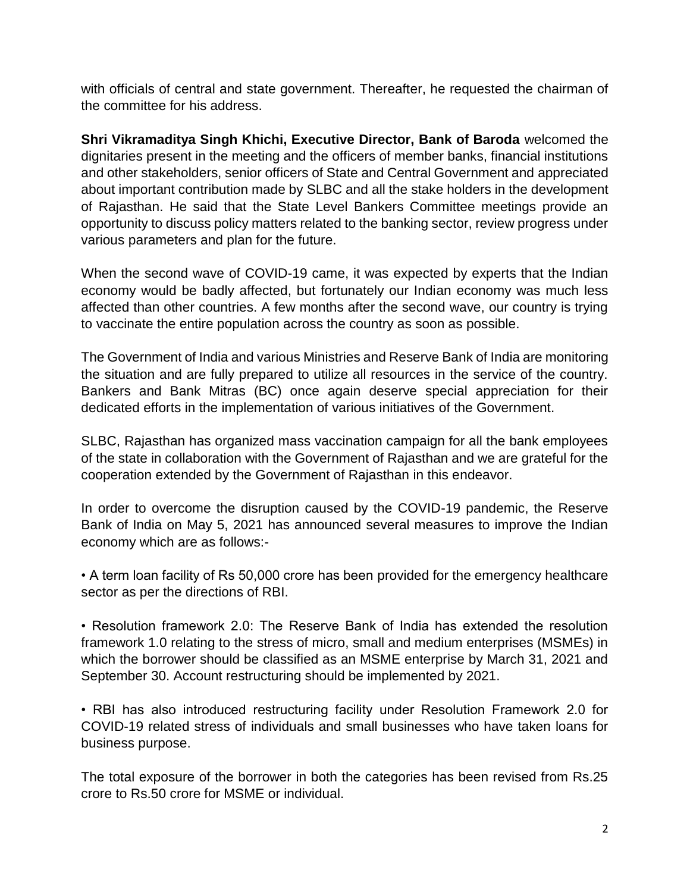with officials of central and state government. Thereafter, he requested the chairman of the committee for his address.

**Shri Vikramaditya Singh Khichi, Executive Director, Bank of Baroda** welcomed the dignitaries present in the meeting and the officers of member banks, financial institutions and other stakeholders, senior officers of State and Central Government and appreciated about important contribution made by SLBC and all the stake holders in the development of Rajasthan. He said that the State Level Bankers Committee meetings provide an opportunity to discuss policy matters related to the banking sector, review progress under various parameters and plan for the future.

When the second wave of COVID-19 came, it was expected by experts that the Indian economy would be badly affected, but fortunately our Indian economy was much less affected than other countries. A few months after the second wave, our country is trying to vaccinate the entire population across the country as soon as possible.

The Government of India and various Ministries and Reserve Bank of India are monitoring the situation and are fully prepared to utilize all resources in the service of the country. Bankers and Bank Mitras (BC) once again deserve special appreciation for their dedicated efforts in the implementation of various initiatives of the Government.

SLBC, Rajasthan has organized mass vaccination campaign for all the bank employees of the state in collaboration with the Government of Rajasthan and we are grateful for the cooperation extended by the Government of Rajasthan in this endeavor.

In order to overcome the disruption caused by the COVID-19 pandemic, the Reserve Bank of India on May 5, 2021 has announced several measures to improve the Indian economy which are as follows:-

• A term loan facility of Rs 50,000 crore has been provided for the emergency healthcare sector as per the directions of RBI.

• Resolution framework 2.0: The Reserve Bank of India has extended the resolution framework 1.0 relating to the stress of micro, small and medium enterprises (MSMEs) in which the borrower should be classified as an MSME enterprise by March 31, 2021 and September 30. Account restructuring should be implemented by 2021.

• RBI has also introduced restructuring facility under Resolution Framework 2.0 for COVID-19 related stress of individuals and small businesses who have taken loans for business purpose.

The total exposure of the borrower in both the categories has been revised from Rs.25 crore to Rs.50 crore for MSME or individual.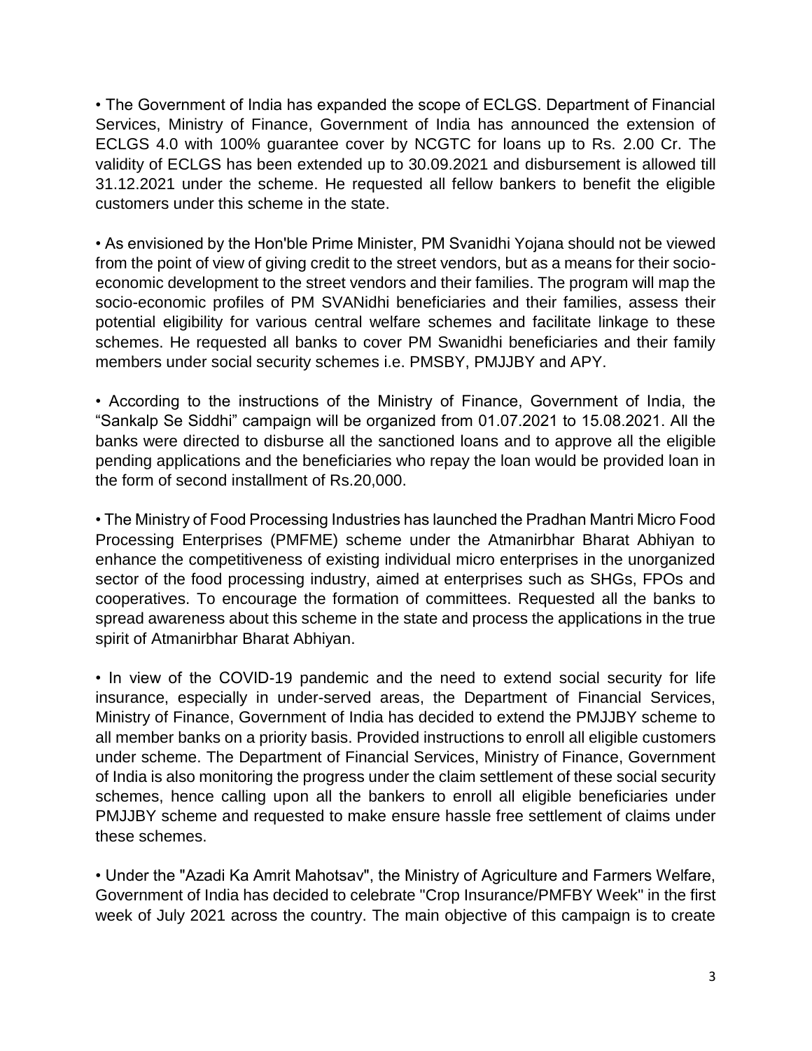• The Government of India has expanded the scope of ECLGS. Department of Financial Services, Ministry of Finance, Government of India has announced the extension of ECLGS 4.0 with 100% guarantee cover by NCGTC for loans up to Rs. 2.00 Cr. The validity of ECLGS has been extended up to 30.09.2021 and disbursement is allowed till 31.12.2021 under the scheme. He requested all fellow bankers to benefit the eligible customers under this scheme in the state.

• As envisioned by the Hon'ble Prime Minister, PM Svanidhi Yojana should not be viewed from the point of view of giving credit to the street vendors, but as a means for their socio-economic development to the street vendors and their families. The program will map the socio-economic profiles of PM SVANidhi beneficiaries and their families, assess their potential eligibility for various central welfare schemes and facilitate linkage to these schemes. He requested all banks to cover PM Swanidhi beneficiaries and their family members under social security schemes i.e. PMSBY, PMJJBY and APY.

• According to the instructions of the Ministry of Finance, Government of India, the "Sankalp Se Siddhi" campaign will be organized from 01.07.2021 to 15.08.2021. All the banks were directed to disburse all the sanctioned loans and to approve all the eligible pending applications and the beneficiaries who repay the loan would be provided loan in the form of second installment of Rs.20,000.

• The Ministry of Food Processing Industries has launched the Pradhan Mantri Micro Food Processing Enterprises (PMFME) scheme under the Atmanirbhar Bharat Abhiyan to enhance the competitiveness of existing individual micro enterprises in the unorganized sector of the food processing industry, aimed at enterprises such as SHGs, FPOs and cooperatives. To encourage the formation of committees. Requested all the banks to spread awareness about this scheme in the state and process the applications in the true spirit of Atmanirbhar Bharat Abhiyan.

• In view of the COVID-19 pandemic and the need to extend social security for life insurance, especially in under-served areas, the Department of Financial Services, Ministry of Finance, Government of India has decided to extend the PMJJBY scheme to all member banks on a priority basis. Provided instructions to enroll all eligible customers under scheme. The Department of Financial Services, Ministry of Finance, Government of India is also monitoring the progress under the claim settlement of these social security schemes, hence calling upon all the bankers to enroll all eligible beneficiaries under PMJJBY scheme and requested to make ensure hassle free settlement of claims under these schemes.

• Under the "Azadi Ka Amrit Mahotsav", the Ministry of Agriculture and Farmers Welfare, Government of India has decided to celebrate "Crop Insurance/PMFBY Week" in the first week of July 2021 across the country. The main objective of this campaign is to create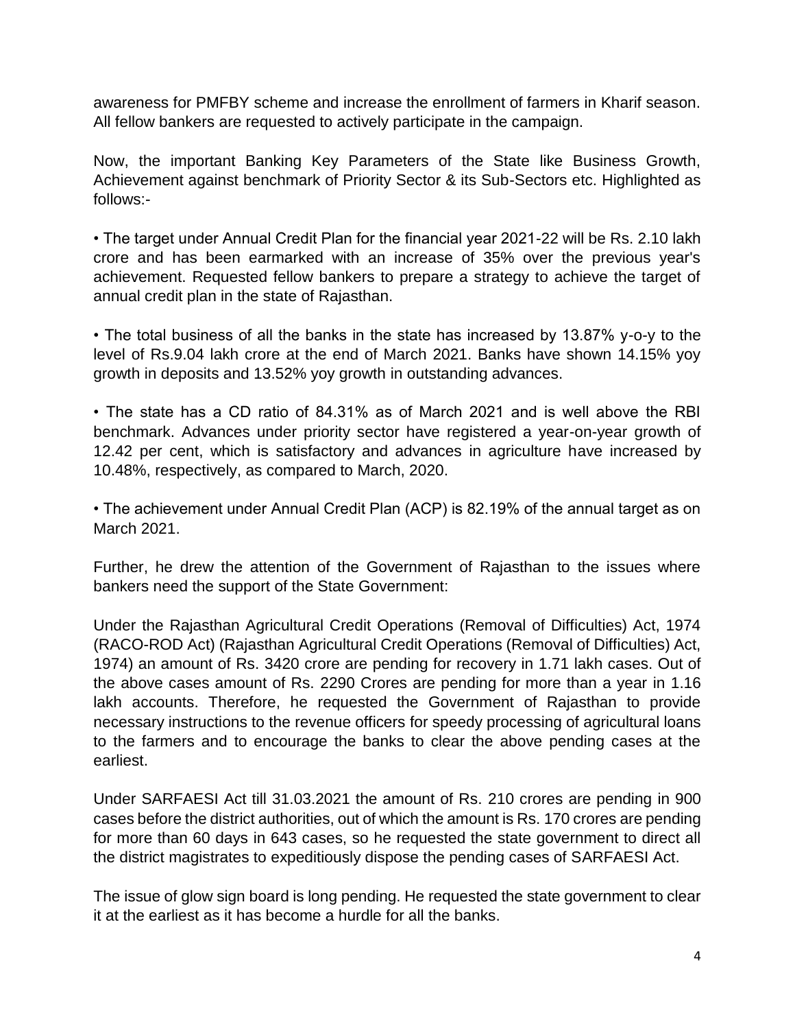awareness for PMFBY scheme and increase the enrollment of farmers in Kharif season. All fellow bankers are requested to actively participate in the campaign.

Now, the important Banking Key Parameters of the State like Business Growth, Achievement against benchmark of Priority Sector & its Sub-Sectors etc. Highlighted as follows:-

- The target under Annual Credit Plan for the financial year 2021-22 will be Rs. 2.10 lakh crore and has been earmarked with an increase of 35% over the previous year's achievement. Requested fellow bankers to prepare a strategy to achieve the target of annual credit plan in the state of Rajasthan.

- The total business of all the banks in the state has increased by 13.87% y-o-y to the level of Rs.9.04 lakh crore at the end of March 2021. Banks have shown 14.15% yoy growth in deposits and 13.52% yoy growth in outstanding advances.

- The state has a CD ratio of 84.31% as of March 2021 and is well above the RBI benchmark. Advances under priority sector have registered a year-on-year growth of 12.42 per cent, which is satisfactory and advances in agriculture have increased by 10.48%, respectively, as compared to March, 2020.

- The achievement under Annual Credit Plan (ACP) is 82.19% of the annual target as on March 2021.

Further, he drew the attention of the Government of Rajasthan to the issues where bankers need the support of the State Government:

Under the Rajasthan Agricultural Credit Operations (Removal of Difficulties) Act, 1974 (RACO-ROD Act) (Rajasthan Agricultural Credit Operations (Removal of Difficulties) Act, 1974) an amount of Rs. 3420 crore are pending for recovery in 1.71 lakh cases. Out of the above cases amount of Rs. 2290 Crores are pending for more than a year in 1.16 lakh accounts. Therefore, he requested the Government of Rajasthan to provide necessary instructions to the revenue officers for speedy processing of agricultural loans to the farmers and to encourage the banks to clear the above pending cases at the earliest.

Under SARFAESI Act till 31.03.2021 the amount of Rs. 210 crores are pending in 900 cases before the district authorities, out of which the amount is Rs. 170 crores are pending for more than 60 days in 643 cases, so he requested the state government to direct all the district magistrates to expeditiously dispose the pending cases of SARFAESI Act.

The issue of glow sign board is long pending. He requested the state government to clear it at the earliest as it has become a hurdle for all the banks.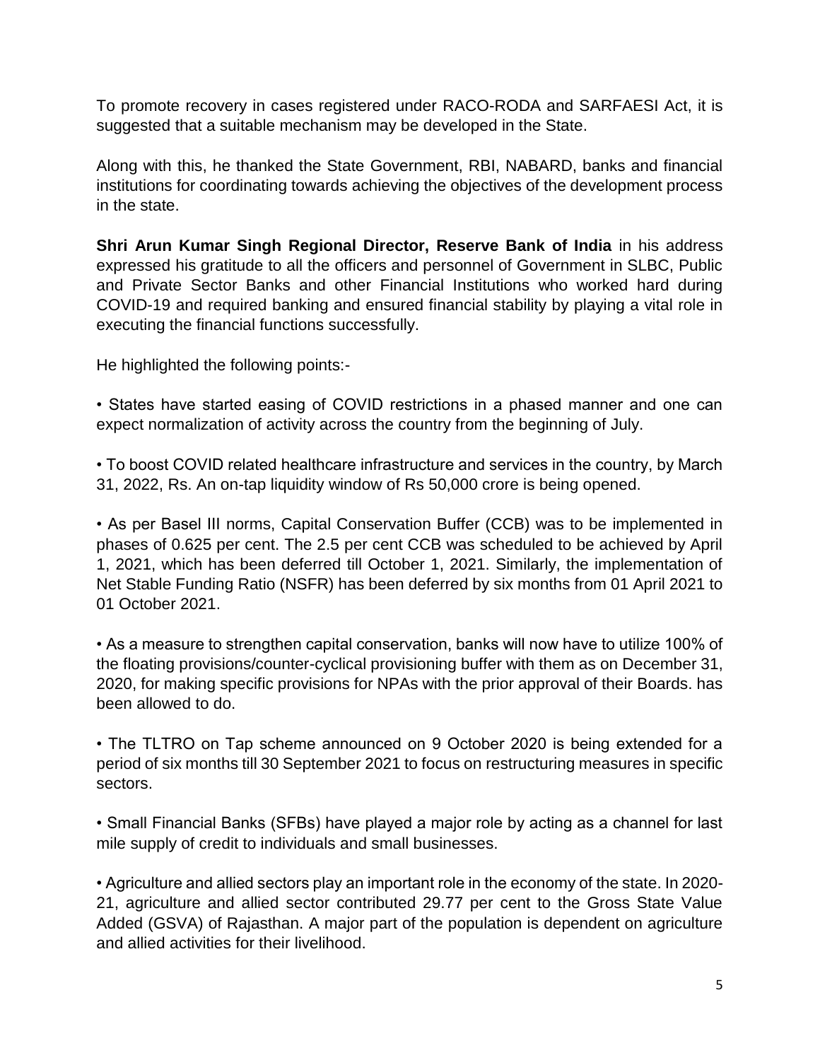To promote recovery in cases registered under RACO-RODA and SARFAESI Act, it is suggested that a suitable mechanism may be developed in the State.

Along with this, he thanked the State Government, RBI, NABARD, banks and financial institutions for coordinating towards achieving the objectives of the development process in the state.

**Shri Arun Kumar Singh Regional Director, Reserve Bank of India** in his address expressed his gratitude to all the officers and personnel of Government in SLBC, Public and Private Sector Banks and other Financial Institutions who worked hard during COVID-19 and required banking and ensured financial stability by playing a vital role in executing the financial functions successfully.

He highlighted the following points:-

• States have started easing of COVID restrictions in a phased manner and one can expect normalization of activity across the country from the beginning of July.

• To boost COVID related healthcare infrastructure and services in the country, by March 31, 2022, Rs. An on-tap liquidity window of Rs 50,000 crore is being opened.

• As per Basel III norms, Capital Conservation Buffer (CCB) was to be implemented in phases of 0.625 per cent. The 2.5 per cent CCB was scheduled to be achieved by April 1, 2021, which has been deferred till October 1, 2021. Similarly, the implementation of Net Stable Funding Ratio (NSFR) has been deferred by six months from 01 April 2021 to 01 October 2021.

• As a measure to strengthen capital conservation, banks will now have to utilize 100% of the floating provisions/counter-cyclical provisioning buffer with them as on December 31, 2020, for making specific provisions for NPAs with the prior approval of their Boards. has been allowed to do.

• The TLTRO on Tap scheme announced on 9 October 2020 is being extended for a period of six months till 30 September 2021 to focus on restructuring measures in specific sectors.

• Small Financial Banks (SFBs) have played a major role by acting as a channel for last mile supply of credit to individuals and small businesses.

• Agriculture and allied sectors play an important role in the economy of the state. In 2020-21, agriculture and allied sector contributed 29.77 per cent to the Gross State Value Added (GSVA) of Rajasthan. A major part of the population is dependent on agriculture and allied activities for their livelihood.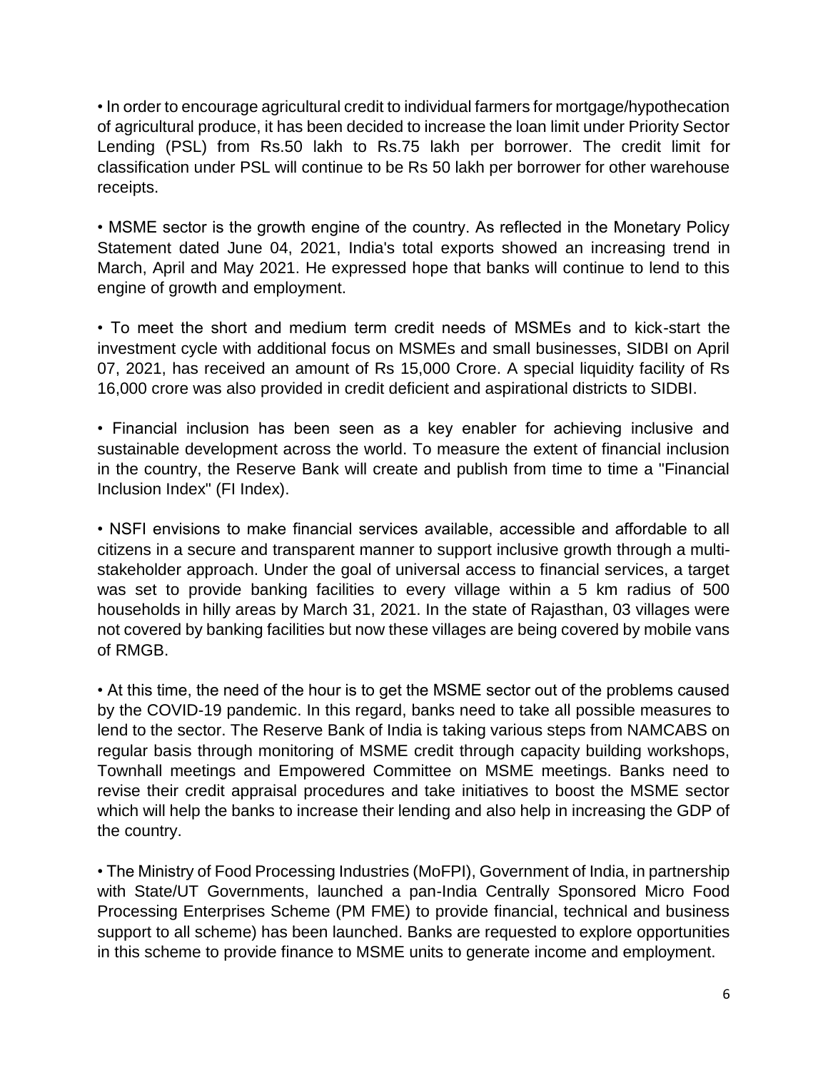- In order to encourage agricultural credit to individual farmers for mortgage/hypothecation of agricultural produce, it has been decided to increase the loan limit under Priority Sector Lending (PSL) from Rs.50 lakh to Rs.75 lakh per borrower. The credit limit for classification under PSL will continue to be Rs 50 lakh per borrower for other warehouse receipts.

- MSME sector is the growth engine of the country. As reflected in the Monetary Policy Statement dated June 04, 2021, India's total exports showed an increasing trend in March, April and May 2021. He expressed hope that banks will continue to lend to this engine of growth and employment.

- To meet the short and medium term credit needs of MSMEs and to kick-start the investment cycle with additional focus on MSMEs and small businesses, SIDBI on April 07, 2021, has received an amount of Rs 15,000 Crore. A special liquidity facility of Rs 16,000 crore was also provided in credit deficient and aspirational districts to SIDBI.

- Financial inclusion has been seen as a key enabler for achieving inclusive and sustainable development across the world. To measure the extent of financial inclusion in the country, the Reserve Bank will create and publish from time to time a "Financial Inclusion Index" (FI Index).

- NSFI envisions to make financial services available, accessible and affordable to all citizens in a secure and transparent manner to support inclusive growth through a multi-stakeholder approach. Under the goal of universal access to financial services, a target was set to provide banking facilities to every village within a 5 km radius of 500 households in hilly areas by March 31, 2021. In the state of Rajasthan, 03 villages were not covered by banking facilities but now these villages are being covered by mobile vans of RMGB.

- At this time, the need of the hour is to get the MSME sector out of the problems caused by the COVID-19 pandemic. In this regard, banks need to take all possible measures to lend to the sector. The Reserve Bank of India is taking various steps from NAMCABS on regular basis through monitoring of MSME credit through capacity building workshops, Townhall meetings and Empowered Committee on MSME meetings. Banks need to revise their credit appraisal procedures and take initiatives to boost the MSME sector which will help the banks to increase their lending and also help in increasing the GDP of the country.

- The Ministry of Food Processing Industries (MoFPI), Government of India, in partnership with State/UT Governments, launched a pan-India Centrally Sponsored Micro Food Processing Enterprises Scheme (PM FME) to provide financial, technical and business support to all scheme) has been launched. Banks are requested to explore opportunities in this scheme to provide finance to MSME units to generate income and employment.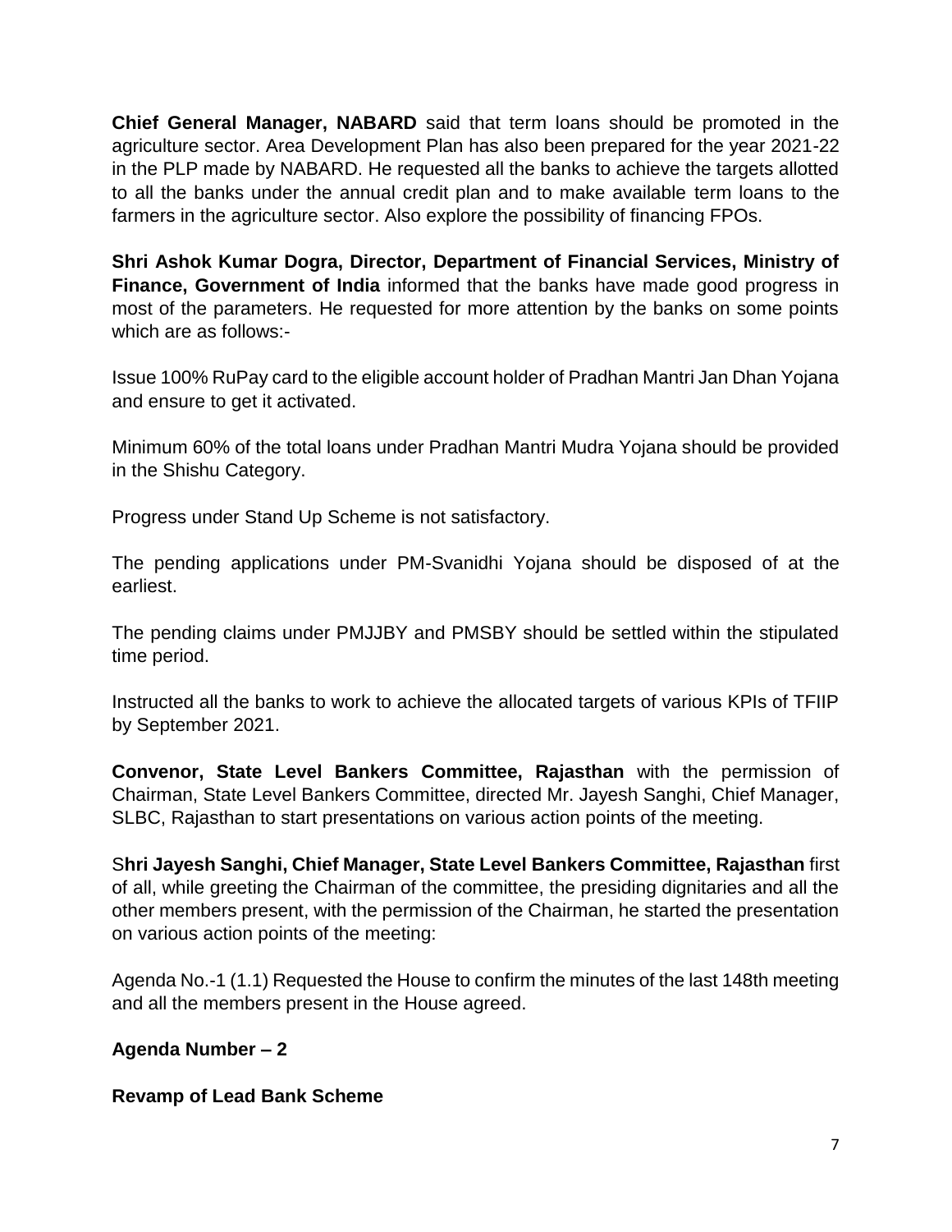**Chief General Manager, NABARD** said that term loans should be promoted in the agriculture sector. Area Development Plan has also been prepared for the year 2021-22 in the PLP made by NABARD. He requested all the banks to achieve the targets allotted to all the banks under the annual credit plan and to make available term loans to the farmers in the agriculture sector. Also explore the possibility of financing FPOs.

**Shri Ashok Kumar Dogra, Director, Department of Financial Services, Ministry of Finance, Government of India** informed that the banks have made good progress in most of the parameters. He requested for more attention by the banks on some points which are as follows:-

Issue 100% RuPay card to the eligible account holder of Pradhan Mantri Jan Dhan Yojana and ensure to get it activated.

Minimum 60% of the total loans under Pradhan Mantri Mudra Yojana should be provided in the Shishu Category.

Progress under Stand Up Scheme is not satisfactory.

The pending applications under PM-Svanidhi Yojana should be disposed of at the earliest.

The pending claims under PMJJBY and PMSBY should be settled within the stipulated time period.

Instructed all the banks to work to achieve the allocated targets of various KPIs of TFIIP by September 2021.

**Convenor, State Level Bankers Committee, Rajasthan** with the permission of Chairman, State Level Bankers Committee, directed Mr. Jayesh Sanghi, Chief Manager, SLBC, Rajasthan to start presentations on various action points of the meeting.

S**hri Jayesh Sanghi, Chief Manager, State Level Bankers Committee, Rajasthan** first of all, while greeting the Chairman of the committee, the presiding dignitaries and all the other members present, with the permission of the Chairman, he started the presentation on various action points of the meeting:

Agenda No.-1 (1.1) Requested the House to confirm the minutes of the last 148th meeting and all the members present in the House agreed.

**Agenda Number – 2**

**Revamp of Lead Bank Scheme**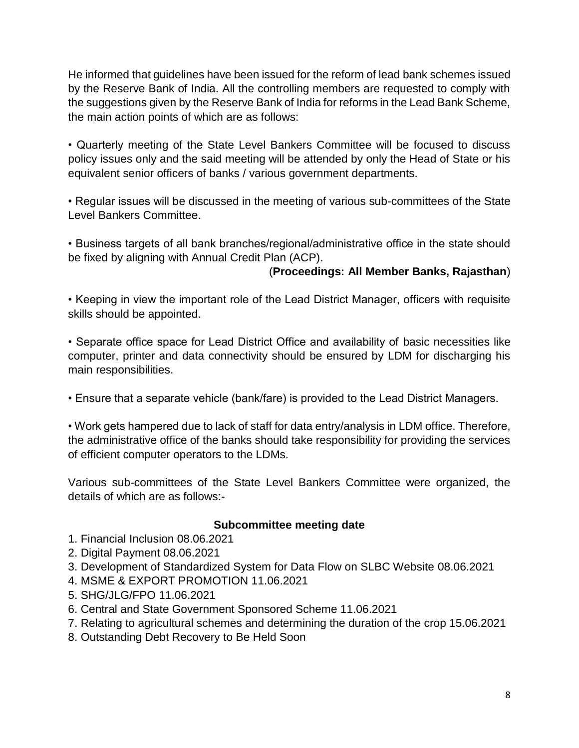He informed that guidelines have been issued for the reform of lead bank schemes issued by the Reserve Bank of India. All the controlling members are requested to comply with the suggestions given by the Reserve Bank of India for reforms in the Lead Bank Scheme, the main action points of which are as follows:

- Quarterly meeting of the State Level Bankers Committee will be focused to discuss policy issues only and the said meeting will be attended by only the Head of State or his equivalent senior officers of banks / various government departments.

- Regular issues will be discussed in the meeting of various sub-committees of the State Level Bankers Committee.

- Business targets of all bank branches/regional/administrative office in the state should be fixed by aligning with Annual Credit Plan (ACP).

(**Proceedings: All Member Banks, Rajasthan**)

- Keeping in view the important role of the Lead District Manager, officers with requisite skills should be appointed.

- Separate office space for Lead District Office and availability of basic necessities like computer, printer and data connectivity should be ensured by LDM for discharging his main responsibilities.

- Ensure that a separate vehicle (bank/fare) is provided to the Lead District Managers.

- Work gets hampered due to lack of staff for data entry/analysis in LDM office. Therefore, the administrative office of the banks should take responsibility for providing the services of efficient computer operators to the LDMs.

Various sub-committees of the State Level Bankers Committee were organized, the details of which are as follows:-

**Subcommittee meeting date**

1. Financial Inclusion 08.06.2021
2. Digital Payment 08.06.2021
3. Development of Standardized System for Data Flow on SLBC Website 08.06.2021
4. MSME & EXPORT PROMOTION 11.06.2021
5. SHG/JLG/FPO 11.06.2021
6. Central and State Government Sponsored Scheme 11.06.2021
7. Relating to agricultural schemes and determining the duration of the crop 15.06.2021
8. Outstanding Debt Recovery to Be Held Soon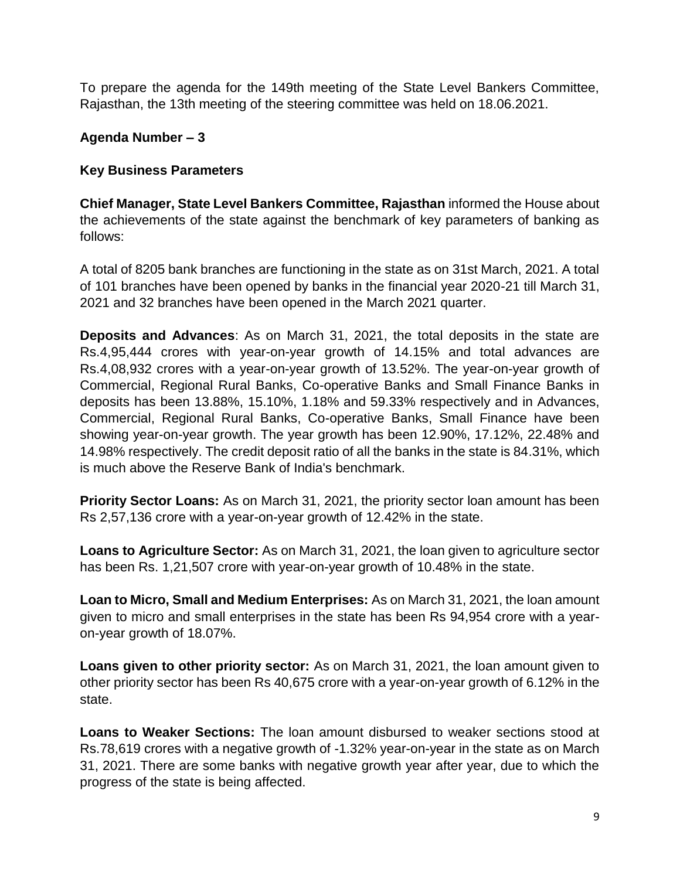To prepare the agenda for the 149th meeting of the State Level Bankers Committee, Rajasthan, the 13th meeting of the steering committee was held on 18.06.2021.

**Agenda Number – 3**

**Key Business Parameters**

**Chief Manager, State Level Bankers Committee, Rajasthan** informed the House about the achievements of the state against the benchmark of key parameters of banking as follows:

A total of 8205 bank branches are functioning in the state as on 31st March, 2021. A total of 101 branches have been opened by banks in the financial year 2020-21 till March 31, 2021 and 32 branches have been opened in the March 2021 quarter.

**Deposits and Advances**: As on March 31, 2021, the total deposits in the state are Rs.4,95,444 crores with year-on-year growth of 14.15% and total advances are Rs.4,08,932 crores with a year-on-year growth of 13.52%. The year-on-year growth of Commercial, Regional Rural Banks, Co-operative Banks and Small Finance Banks in deposits has been 13.88%, 15.10%, 1.18% and 59.33% respectively and in Advances, Commercial, Regional Rural Banks, Co-operative Banks, Small Finance have been showing year-on-year growth. The year growth has been 12.90%, 17.12%, 22.48% and 14.98% respectively. The credit deposit ratio of all the banks in the state is 84.31%, which is much above the Reserve Bank of India's benchmark.

**Priority Sector Loans:** As on March 31, 2021, the priority sector loan amount has been Rs 2,57,136 crore with a year-on-year growth of 12.42% in the state.

**Loans to Agriculture Sector:** As on March 31, 2021, the loan given to agriculture sector has been Rs. 1,21,507 crore with year-on-year growth of 10.48% in the state.

**Loan to Micro, Small and Medium Enterprises:** As on March 31, 2021, the loan amount given to micro and small enterprises in the state has been Rs 94,954 crore with a year-on-year growth of 18.07%.

**Loans given to other priority sector:** As on March 31, 2021, the loan amount given to other priority sector has been Rs 40,675 crore with a year-on-year growth of 6.12% in the state.

**Loans to Weaker Sections:** The loan amount disbursed to weaker sections stood at Rs.78,619 crores with a negative growth of -1.32% year-on-year in the state as on March 31, 2021. There are some banks with negative growth year after year, due to which the progress of the state is being affected.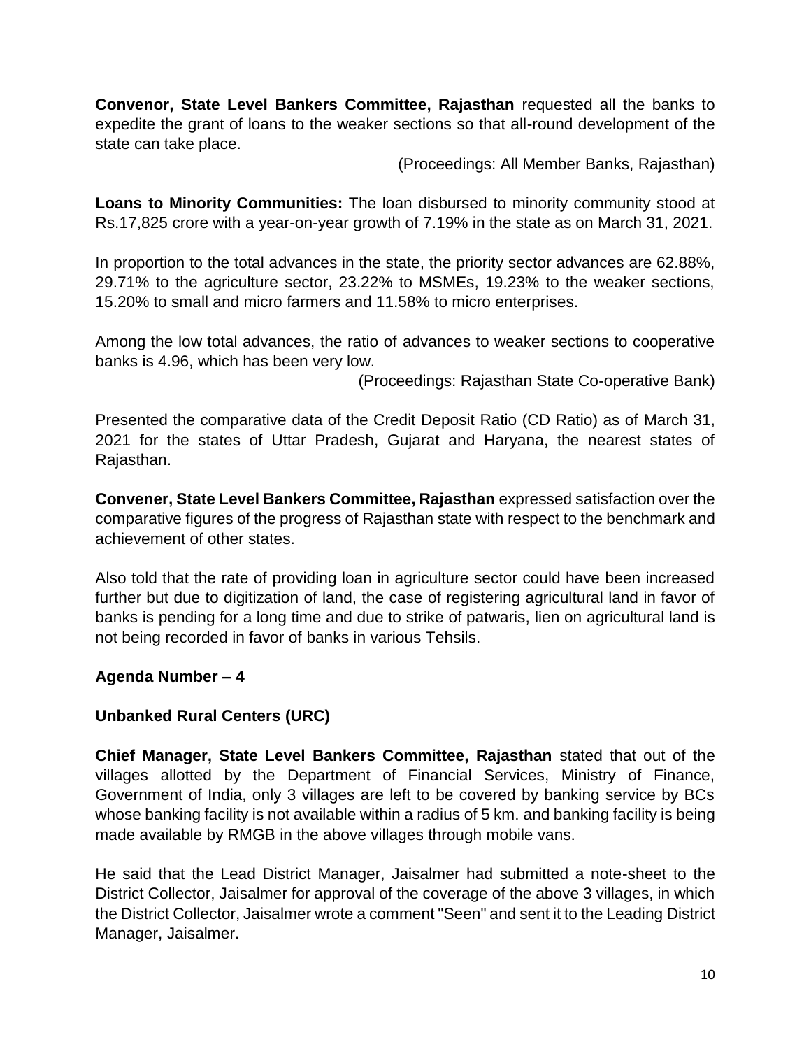**Convenor, State Level Bankers Committee, Rajasthan** requested all the banks to expedite the grant of loans to the weaker sections so that all-round development of the state can take place.

(Proceedings: All Member Banks, Rajasthan)

**Loans to Minority Communities:** The loan disbursed to minority community stood at Rs.17,825 crore with a year-on-year growth of 7.19% in the state as on March 31, 2021.

In proportion to the total advances in the state, the priority sector advances are 62.88%, 29.71% to the agriculture sector, 23.22% to MSMEs, 19.23% to the weaker sections, 15.20% to small and micro farmers and 11.58% to micro enterprises.

Among the low total advances, the ratio of advances to weaker sections to cooperative banks is 4.96, which has been very low.

(Proceedings: Rajasthan State Co-operative Bank)

Presented the comparative data of the Credit Deposit Ratio (CD Ratio) as of March 31, 2021 for the states of Uttar Pradesh, Gujarat and Haryana, the nearest states of Rajasthan.

**Convener, State Level Bankers Committee, Rajasthan** expressed satisfaction over the comparative figures of the progress of Rajasthan state with respect to the benchmark and achievement of other states.

Also told that the rate of providing loan in agriculture sector could have been increased further but due to digitization of land, the case of registering agricultural land in favor of banks is pending for a long time and due to strike of patwaris, lien on agricultural land is not being recorded in favor of banks in various Tehsils.

**Agenda Number – 4**

**Unbanked Rural Centers (URC)**

**Chief Manager, State Level Bankers Committee, Rajasthan** stated that out of the villages allotted by the Department of Financial Services, Ministry of Finance, Government of India, only 3 villages are left to be covered by banking service by BCs whose banking facility is not available within a radius of 5 km. and banking facility is being made available by RMGB in the above villages through mobile vans.

He said that the Lead District Manager, Jaisalmer had submitted a note-sheet to the District Collector, Jaisalmer for approval of the coverage of the above 3 villages, in which the District Collector, Jaisalmer wrote a comment "Seen" and sent it to the Leading District Manager, Jaisalmer.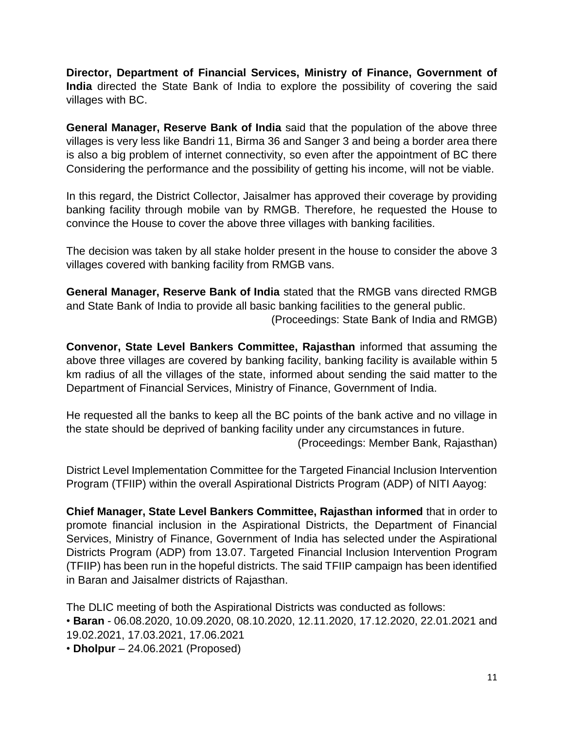**Director, Department of Financial Services, Ministry of Finance, Government of India** directed the State Bank of India to explore the possibility of covering the said villages with BC.

**General Manager, Reserve Bank of India** said that the population of the above three villages is very less like Bandri 11, Birma 36 and Sanger 3 and being a border area there is also a big problem of internet connectivity, so even after the appointment of BC there Considering the performance and the possibility of getting his income, will not be viable.

In this regard, the District Collector, Jaisalmer has approved their coverage by providing banking facility through mobile van by RMGB. Therefore, he requested the House to convince the House to cover the above three villages with banking facilities.

The decision was taken by all stake holder present in the house to consider the above 3 villages covered with banking facility from RMGB vans.

**General Manager, Reserve Bank of India** stated that the RMGB vans directed RMGB and State Bank of India to provide all basic banking facilities to the general public.

(Proceedings: State Bank of India and RMGB)

**Convenor, State Level Bankers Committee, Rajasthan** informed that assuming the above three villages are covered by banking facility, banking facility is available within 5 km radius of all the villages of the state, informed about sending the said matter to the Department of Financial Services, Ministry of Finance, Government of India.

He requested all the banks to keep all the BC points of the bank active and no village in the state should be deprived of banking facility under any circumstances in future.

(Proceedings: Member Bank, Rajasthan)

District Level Implementation Committee for the Targeted Financial Inclusion Intervention Program (TFIIP) within the overall Aspirational Districts Program (ADP) of NITI Aayog:

**Chief Manager, State Level Bankers Committee, Rajasthan informed** that in order to promote financial inclusion in the Aspirational Districts, the Department of Financial Services, Ministry of Finance, Government of India has selected under the Aspirational Districts Program (ADP) from 13.07. Targeted Financial Inclusion Intervention Program (TFIIP) has been run in the hopeful districts. The said TFIIP campaign has been identified in Baran and Jaisalmer districts of Rajasthan.

The DLIC meeting of both the Aspirational Districts was conducted as follows:

- **Baran** - 06.08.2020, 10.09.2020, 08.10.2020, 12.11.2020, 17.12.2020, 22.01.2021 and 19.02.2021, 17.03.2021, 17.06.2021
- **Dholpur** – 24.06.2021 (Proposed)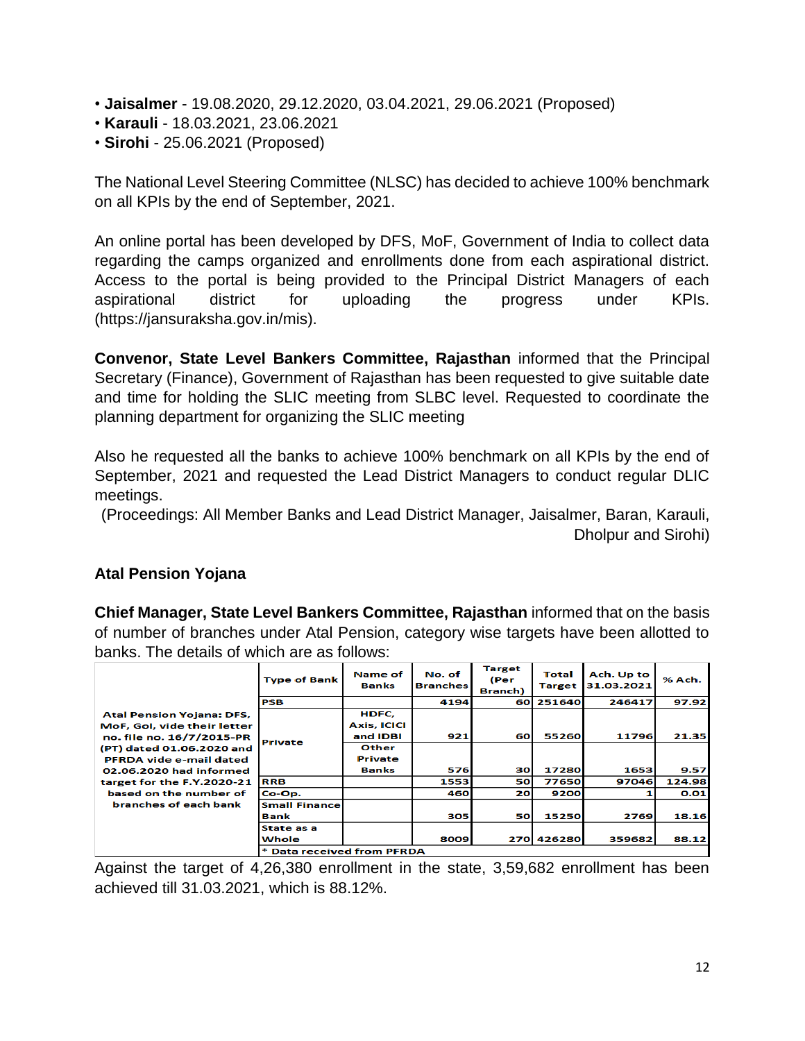- **Jaisalmer** - 19.08.2020, 29.12.2020, 03.04.2021, 29.06.2021 (Proposed)
- **Karauli** - 18.03.2021, 23.06.2021
- **Sirohi** - 25.06.2021 (Proposed)

The National Level Steering Committee (NLSC) has decided to achieve 100% benchmark on all KPIs by the end of September, 2021.

An online portal has been developed by DFS, MoF, Government of India to collect data regarding the camps organized and enrollments done from each aspirational district. Access to the portal is being provided to the Principal District Managers of each aspirational district for uploading the progress under KPIs. (https://jansuraksha.gov.in/mis).

**Convenor, State Level Bankers Committee, Rajasthan** informed that the Principal Secretary (Finance), Government of Rajasthan has been requested to give suitable date and time for holding the SLIC meeting from SLBC level. Requested to coordinate the planning department for organizing the SLIC meeting

Also he requested all the banks to achieve 100% benchmark on all KPIs by the end of September, 2021 and requested the Lead District Managers to conduct regular DLIC meetings.

(Proceedings: All Member Banks and Lead District Manager, Jaisalmer, Baran, Karauli, Dholpur and Sirohi)

## Atal Pension Yojana

**Chief Manager, State Level Bankers Committee, Rajasthan** informed that on the basis of number of branches under Atal Pension, category wise targets have been allotted to banks. The details of which are as follows:

| | Type of Bank | Name of Banks | No. of Branches | Target (Per Branch) | Total Target | Ach. Up to 31.03.2021 | % Ach. |
|---|---|---|---|---|---|---|---|
| Atal Pension Yojana: DFS, MoF, GoI, vide their letter no. file no. 16/7/2015-PR (PT) dated 01.06.2020 and PFRDA vide e-mail dated 02.06.2020 had informed target for the F.Y.2020-21 based on the number of branches of each bank | PSB | | 4194 | 60 | 251640 | 246417 | 97.92 |
| | Private | HDFC, Axis, ICICI and IDBI | 921 | 60 | 55260 | 11796 | 21.35 |
| | | Other Private Banks | 576 | 30 | 17280 | 1653 | 9.57 |
| | RRB | | 1553 | 50 | 77650 | 97046 | 124.98 |
| | Co-Op. | | 460 | 20 | 9200 | 1 | 0.01 |
| | Small Finance Bank | | 305 | 50 | 15250 | 2769 | 18.16 |
| | State as a Whole | | 8009 | 270 | 426280 | 359682 | 88.12 |
| | * Data received from PFRDA | | | | | | |

Against the target of 4,26,380 enrollment in the state, 3,59,682 enrollment has been achieved till 31.03.2021, which is 88.12%.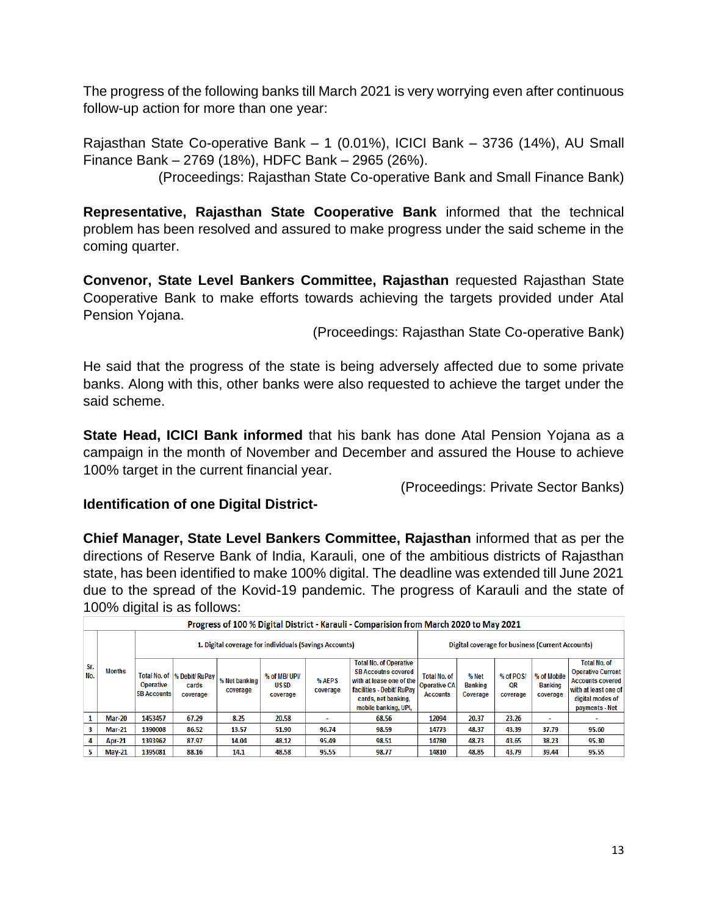The progress of the following banks till March 2021 is very worrying even after continuous follow-up action for more than one year:

Rajasthan State Co-operative Bank – 1 (0.01%), ICICI Bank – 3736 (14%), AU Small Finance Bank – 2769 (18%), HDFC Bank – 2965 (26%).

(Proceedings: Rajasthan State Co-operative Bank and Small Finance Bank)

**Representative, Rajasthan State Cooperative Bank** informed that the technical problem has been resolved and assured to make progress under the said scheme in the coming quarter.

**Convenor, State Level Bankers Committee, Rajasthan** requested Rajasthan State Cooperative Bank to make efforts towards achieving the targets provided under Atal Pension Yojana.

(Proceedings: Rajasthan State Co-operative Bank)

He said that the progress of the state is being adversely affected due to some private banks. Along with this, other banks were also requested to achieve the target under the said scheme.

**State Head, ICICI Bank informed** that his bank has done Atal Pension Yojana as a campaign in the month of November and December and assured the House to achieve 100% target in the current financial year.

(Proceedings: Private Sector Banks)

**Identification of one Digital District-**

**Chief Manager, State Level Bankers Committee, Rajasthan** informed that as per the directions of Reserve Bank of India, Karauli, one of the ambitious districts of Rajasthan state, has been identified to make 100% digital. The deadline was extended till June 2021 due to the spread of the Kovid-19 pandemic. The progress of Karauli and the state of 100% digital is as follows:

**Progress of 100 % Digital District - Karauli - Comparision from March 2020 to May 2021**

| Sr. No. | Months | 1. Digital coverage for individuals (Savings Accounts) | | | | | | Digital coverage for business (Current Accounts) | | | | |
|---|---|---|---|---|---|---|---|---|---|---|---|---|
| | | Total No. of Operative SB Accounts | % Debit/ RuPay cards coverage | % Net banking coverage | % of MB/ UPI/ USSD coverage | % AEPS coverage | Total No. of Operative SB Accoutns covered with at lease one of the facilities - Debit/ RuPay cards, net banking, mobile banking, UPI, | Total No. of Operative CA Accounts | % Net Banking Coverage | % of POS/ QR coverage | % of Mobile Banking coverage | Total No. of Operative Current Accounts covered with at least one of digital modes of payments - Net |
| 1 | Mar-20 | 1453457 | 67.29 | 8.25 | 20.58 | - | 68.56 | 12094 | 20.37 | 23.26 | - | - |
| 3 | Mar-21 | 1390008 | 86.52 | 13.57 | 51.90 | 96.74 | 98.59 | 14773 | 48.37 | 43.39 | 37.79 | 95.60 |
| 4 | Apr-21 | 1393962 | 87.97 | 14.04 | 48.12 | 95.49 | 98.51 | 14780 | 48.73 | 43.65 | 38.23 | 95.30 |
| 5 | May-21 | 1395081 | 88.16 | 14.1 | 48.58 | 95.55 | 98.77 | 14810 | 48.85 | 43.79 | 39.44 | 95.55 |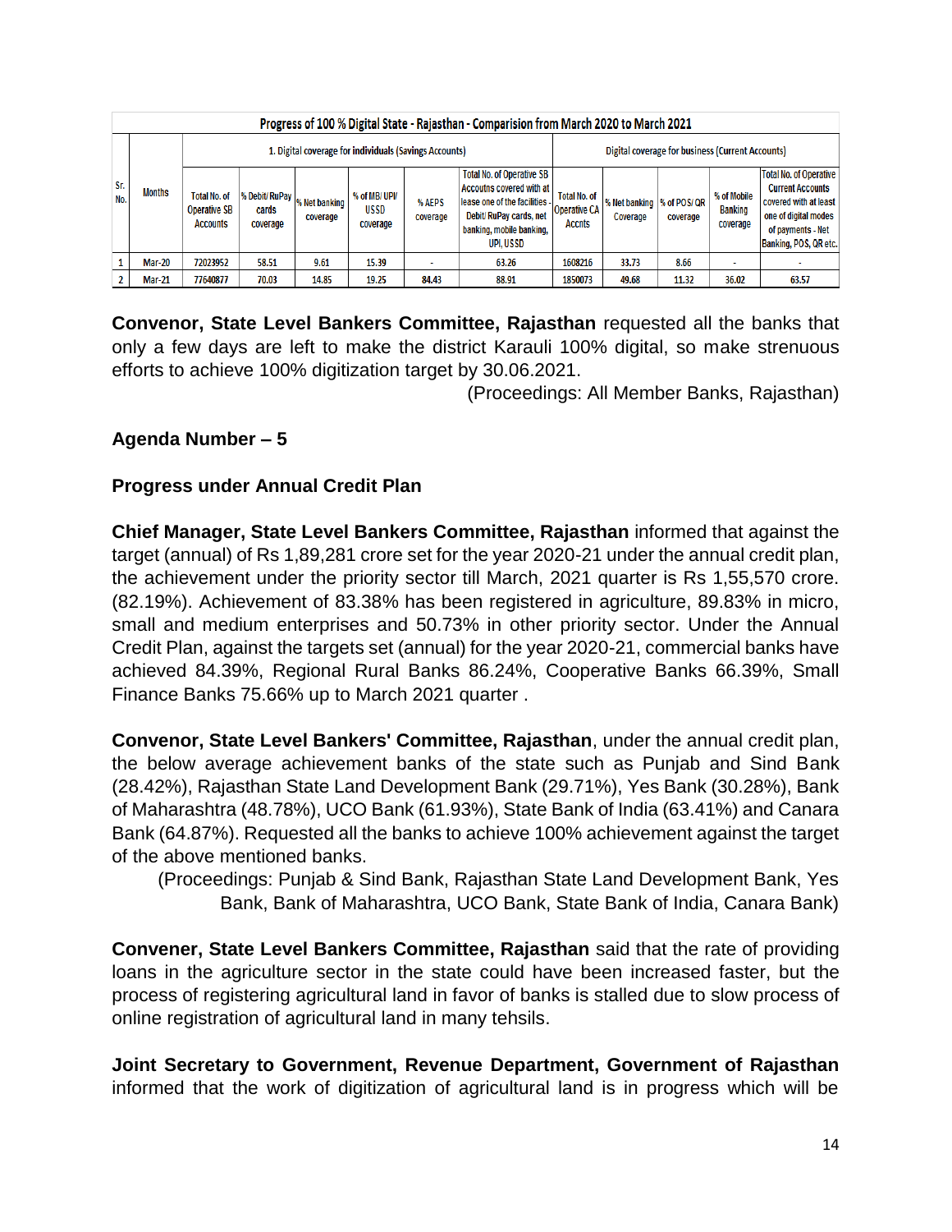| Progress of 100 % Digital State - Rajasthan - Comparision from March 2020 to March 2021 | | | | | | | | | | | | |
|---|---|---|---|---|---|---|---|---|---|---|---|---|
| Sr. No. | Months | 1. Digital coverage for individuals (Savings Accounts) | | | | | | Digital coverage for business (Current Accounts) | | | | |
| | | Total No. of Operative SB Accounts | % Debit/ RuPay cards coverage | % Net banking coverage | % of MB/ UPI/ USSD coverage | % AEPS coverage | Total No. of Operative SB Accoutns covered with at lease one of the facilities - Debit/ RuPay cards, net banking, mobile banking, UPI, USSD | Total No. of Operative CA Accnts | % Net banking Coverage | % of POS/ QR coverage | % of Mobile Banking coverage | Total No. of Operative Current Accounts covered with at least one of digital modes of payments - Net Banking, POS, QR etc. |
| 1 | Mar-20 | 72023952 | 58.51 | 9.61 | 15.39 | - | 63.26 | 1608216 | 33.73 | 8.66 | - | - |
| 2 | Mar-21 | 77640877 | 70.03 | 14.85 | 19.25 | 84.43 | 88.91 | 1850073 | 49.68 | 11.32 | 36.02 | 63.57 |

**Convenor, State Level Bankers Committee, Rajasthan** requested all the banks that only a few days are left to make the district Karauli 100% digital, so make strenuous efforts to achieve 100% digitization target by 30.06.2021.

(Proceedings: All Member Banks, Rajasthan)

## Agenda Number – 5

### Progress under Annual Credit Plan

**Chief Manager, State Level Bankers Committee, Rajasthan** informed that against the target (annual) of Rs 1,89,281 crore set for the year 2020-21 under the annual credit plan, the achievement under the priority sector till March, 2021 quarter is Rs 1,55,570 crore. (82.19%). Achievement of 83.38% has been registered in agriculture, 89.83% in micro, small and medium enterprises and 50.73% in other priority sector. Under the Annual Credit Plan, against the targets set (annual) for the year 2020-21, commercial banks have achieved 84.39%, Regional Rural Banks 86.24%, Cooperative Banks 66.39%, Small Finance Banks 75.66% up to March 2021 quarter .

**Convenor, State Level Bankers' Committee, Rajasthan**, under the annual credit plan, the below average achievement banks of the state such as Punjab and Sind Bank (28.42%), Rajasthan State Land Development Bank (29.71%), Yes Bank (30.28%), Bank of Maharashtra (48.78%), UCO Bank (61.93%), State Bank of India (63.41%) and Canara Bank (64.87%). Requested all the banks to achieve 100% achievement against the target of the above mentioned banks.

(Proceedings: Punjab & Sind Bank, Rajasthan State Land Development Bank, Yes Bank, Bank of Maharashtra, UCO Bank, State Bank of India, Canara Bank)

**Convener, State Level Bankers Committee, Rajasthan** said that the rate of providing loans in the agriculture sector in the state could have been increased faster, but the process of registering agricultural land in favor of banks is stalled due to slow process of online registration of agricultural land in many tehsils.

**Joint Secretary to Government, Revenue Department, Government of Rajasthan** informed that the work of digitization of agricultural land is in progress which will be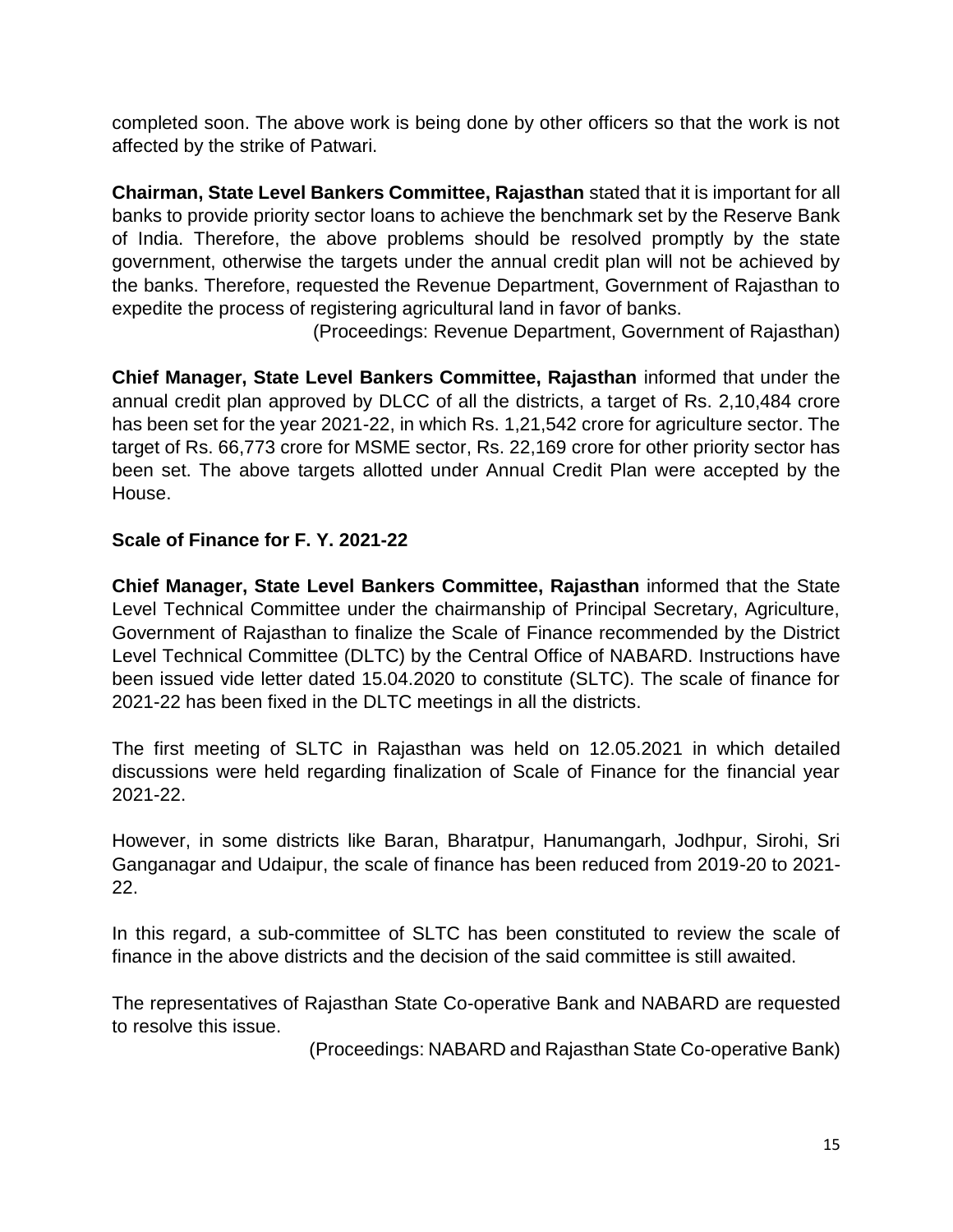completed soon. The above work is being done by other officers so that the work is not affected by the strike of Patwari.

**Chairman, State Level Bankers Committee, Rajasthan** stated that it is important for all banks to provide priority sector loans to achieve the benchmark set by the Reserve Bank of India. Therefore, the above problems should be resolved promptly by the state government, otherwise the targets under the annual credit plan will not be achieved by the banks. Therefore, requested the Revenue Department, Government of Rajasthan to expedite the process of registering agricultural land in favor of banks.

(Proceedings: Revenue Department, Government of Rajasthan)

**Chief Manager, State Level Bankers Committee, Rajasthan** informed that under the annual credit plan approved by DLCC of all the districts, a target of Rs. 2,10,484 crore has been set for the year 2021-22, in which Rs. 1,21,542 crore for agriculture sector. The target of Rs. 66,773 crore for MSME sector, Rs. 22,169 crore for other priority sector has been set. The above targets allotted under Annual Credit Plan were accepted by the House.

**Scale of Finance for F. Y. 2021-22**

**Chief Manager, State Level Bankers Committee, Rajasthan** informed that the State Level Technical Committee under the chairmanship of Principal Secretary, Agriculture, Government of Rajasthan to finalize the Scale of Finance recommended by the District Level Technical Committee (DLTC) by the Central Office of NABARD. Instructions have been issued vide letter dated 15.04.2020 to constitute (SLTC). The scale of finance for 2021-22 has been fixed in the DLTC meetings in all the districts.

The first meeting of SLTC in Rajasthan was held on 12.05.2021 in which detailed discussions were held regarding finalization of Scale of Finance for the financial year 2021-22.

However, in some districts like Baran, Bharatpur, Hanumangarh, Jodhpur, Sirohi, Sri Ganganagar and Udaipur, the scale of finance has been reduced from 2019-20 to 2021-22.

In this regard, a sub-committee of SLTC has been constituted to review the scale of finance in the above districts and the decision of the said committee is still awaited.

The representatives of Rajasthan State Co-operative Bank and NABARD are requested to resolve this issue.

(Proceedings: NABARD and Rajasthan State Co-operative Bank)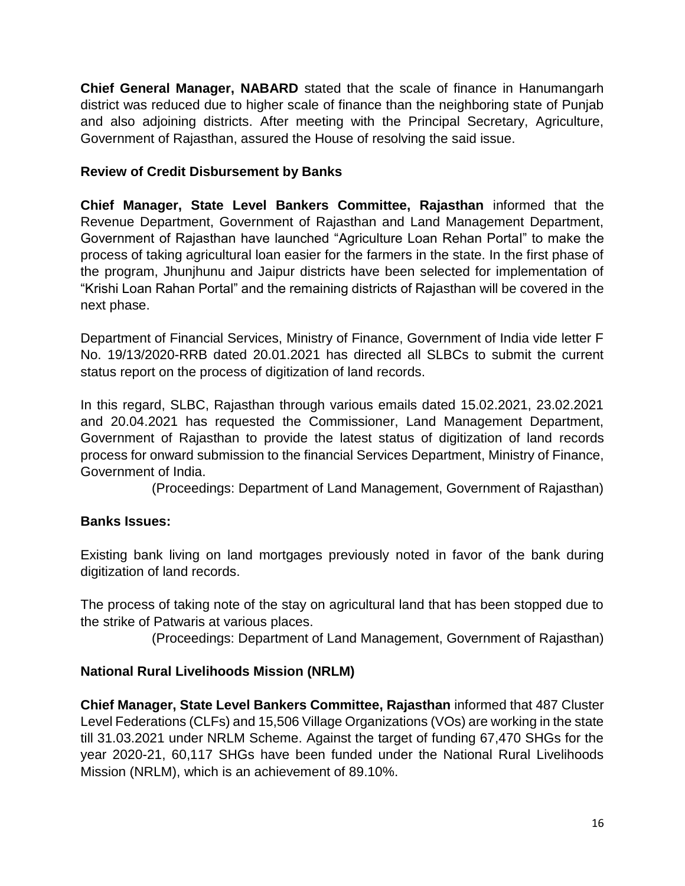**Chief General Manager, NABARD** stated that the scale of finance in Hanumangarh district was reduced due to higher scale of finance than the neighboring state of Punjab and also adjoining districts. After meeting with the Principal Secretary, Agriculture, Government of Rajasthan, assured the House of resolving the said issue.

**Review of Credit Disbursement by Banks**

**Chief Manager, State Level Bankers Committee, Rajasthan** informed that the Revenue Department, Government of Rajasthan and Land Management Department, Government of Rajasthan have launched "Agriculture Loan Rehan Portal" to make the process of taking agricultural loan easier for the farmers in the state. In the first phase of the program, Jhunjhunu and Jaipur districts have been selected for implementation of "Krishi Loan Rahan Portal" and the remaining districts of Rajasthan will be covered in the next phase.

Department of Financial Services, Ministry of Finance, Government of India vide letter F No. 19/13/2020-RRB dated 20.01.2021 has directed all SLBCs to submit the current status report on the process of digitization of land records.

In this regard, SLBC, Rajasthan through various emails dated 15.02.2021, 23.02.2021 and 20.04.2021 has requested the Commissioner, Land Management Department, Government of Rajasthan to provide the latest status of digitization of land records process for onward submission to the financial Services Department, Ministry of Finance, Government of India.

(Proceedings: Department of Land Management, Government of Rajasthan)

**Banks Issues:**

Existing bank living on land mortgages previously noted in favor of the bank during digitization of land records.

The process of taking note of the stay on agricultural land that has been stopped due to the strike of Patwaris at various places.

(Proceedings: Department of Land Management, Government of Rajasthan)

**National Rural Livelihoods Mission (NRLM)**

**Chief Manager, State Level Bankers Committee, Rajasthan** informed that 487 Cluster Level Federations (CLFs) and 15,506 Village Organizations (VOs) are working in the state till 31.03.2021 under NRLM Scheme. Against the target of funding 67,470 SHGs for the year 2020-21, 60,117 SHGs have been funded under the National Rural Livelihoods Mission (NRLM), which is an achievement of 89.10%.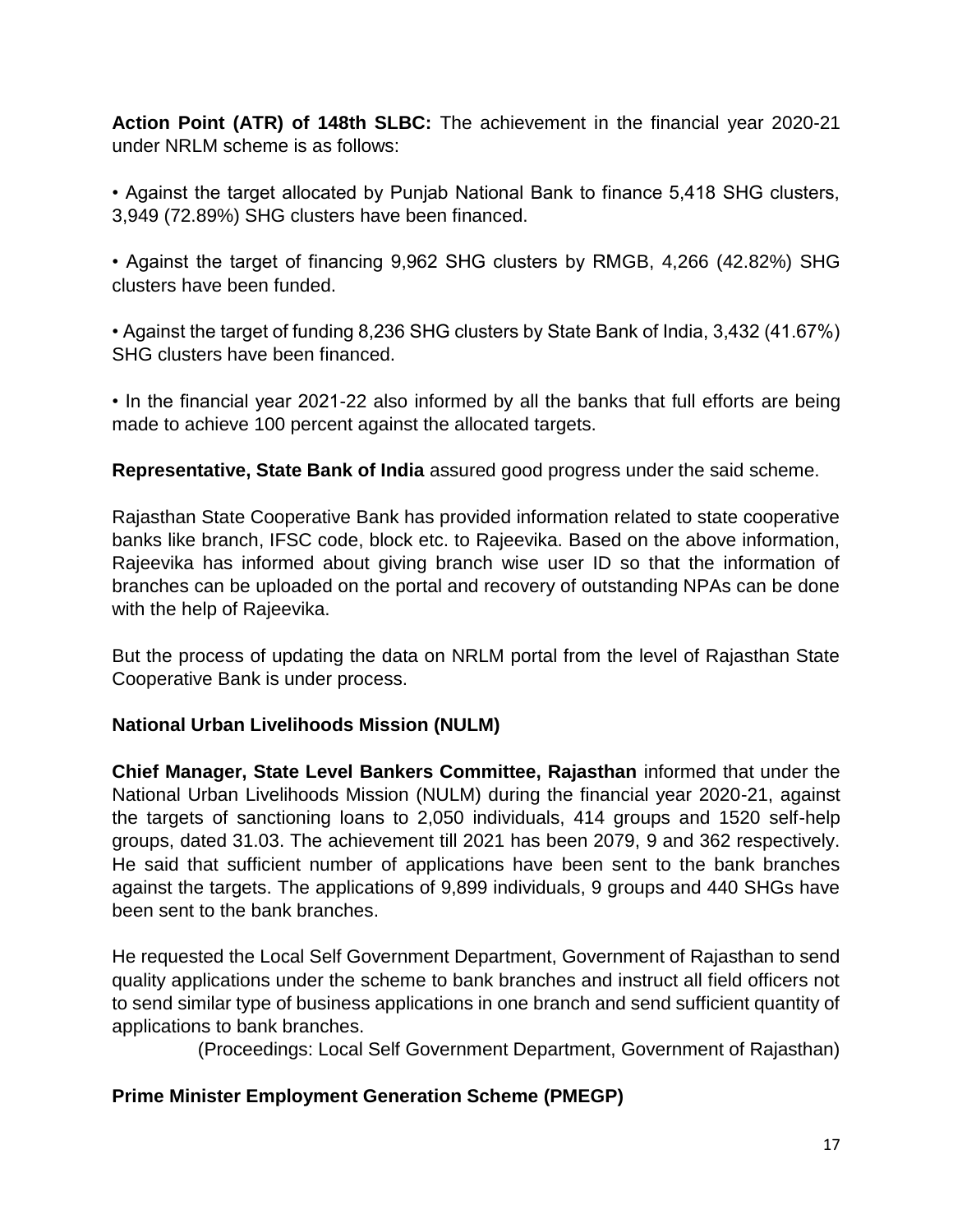**Action Point (ATR) of 148th SLBC:** The achievement in the financial year 2020-21 under NRLM scheme is as follows:

• Against the target allocated by Punjab National Bank to finance 5,418 SHG clusters, 3,949 (72.89%) SHG clusters have been financed.

• Against the target of financing 9,962 SHG clusters by RMGB, 4,266 (42.82%) SHG clusters have been funded.

• Against the target of funding 8,236 SHG clusters by State Bank of India, 3,432 (41.67%) SHG clusters have been financed.

• In the financial year 2021-22 also informed by all the banks that full efforts are being made to achieve 100 percent against the allocated targets.

**Representative, State Bank of India** assured good progress under the said scheme.

Rajasthan State Cooperative Bank has provided information related to state cooperative banks like branch, IFSC code, block etc. to Rajeevika. Based on the above information, Rajeevika has informed about giving branch wise user ID so that the information of branches can be uploaded on the portal and recovery of outstanding NPAs can be done with the help of Rajeevika.

But the process of updating the data on NRLM portal from the level of Rajasthan State Cooperative Bank is under process.

### National Urban Livelihoods Mission (NULM)

**Chief Manager, State Level Bankers Committee, Rajasthan** informed that under the National Urban Livelihoods Mission (NULM) during the financial year 2020-21, against the targets of sanctioning loans to 2,050 individuals, 414 groups and 1520 self-help groups, dated 31.03. The achievement till 2021 has been 2079, 9 and 362 respectively. He said that sufficient number of applications have been sent to the bank branches against the targets. The applications of 9,899 individuals, 9 groups and 440 SHGs have been sent to the bank branches.

He requested the Local Self Government Department, Government of Rajasthan to send quality applications under the scheme to bank branches and instruct all field officers not to send similar type of business applications in one branch and send sufficient quantity of applications to bank branches.

(Proceedings: Local Self Government Department, Government of Rajasthan)

### Prime Minister Employment Generation Scheme (PMEGP)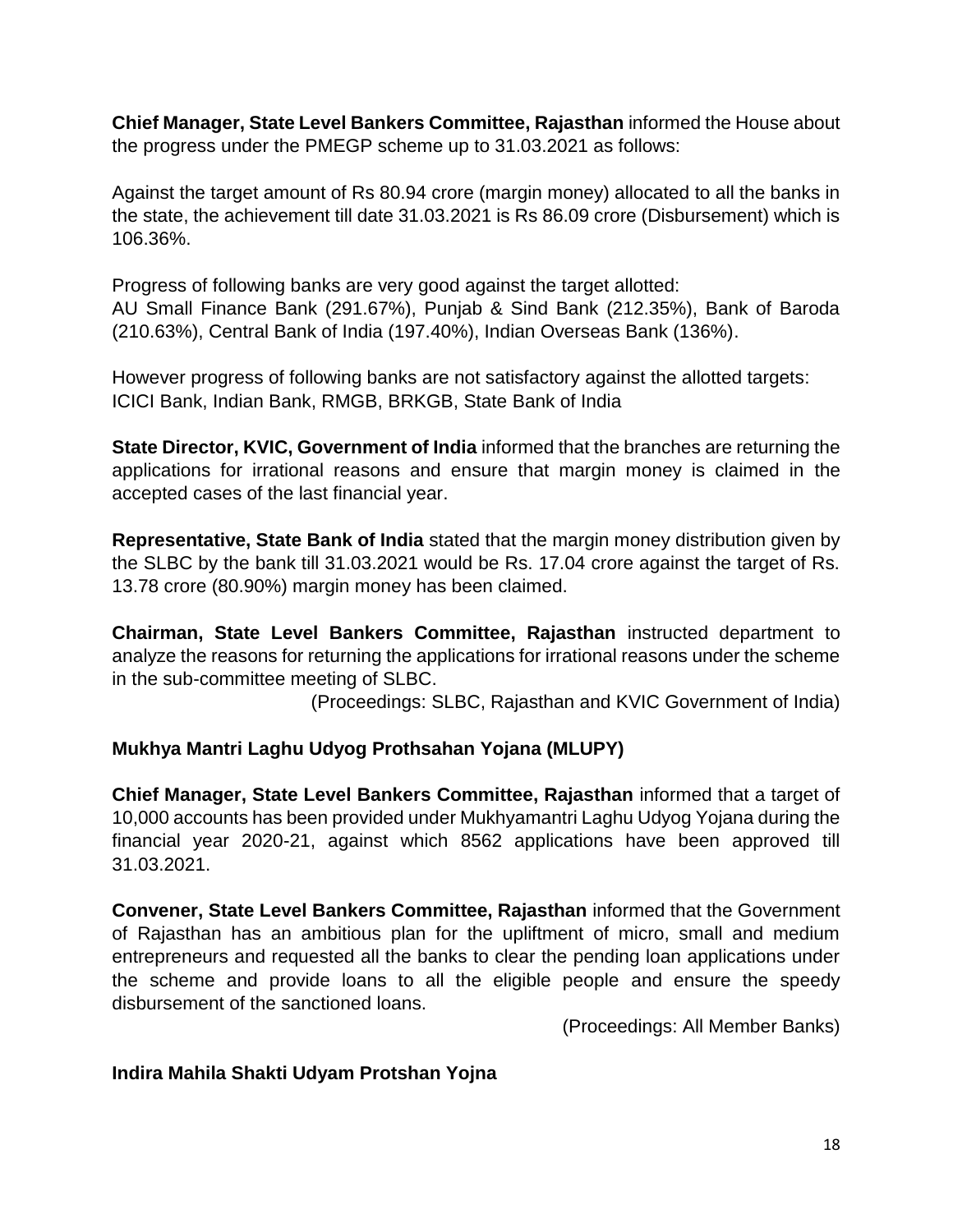**Chief Manager, State Level Bankers Committee, Rajasthan** informed the House about the progress under the PMEGP scheme up to 31.03.2021 as follows:

Against the target amount of Rs 80.94 crore (margin money) allocated to all the banks in the state, the achievement till date 31.03.2021 is Rs 86.09 crore (Disbursement) which is 106.36%.

Progress of following banks are very good against the target allotted:
AU Small Finance Bank (291.67%), Punjab & Sind Bank (212.35%), Bank of Baroda (210.63%), Central Bank of India (197.40%), Indian Overseas Bank (136%).

However progress of following banks are not satisfactory against the allotted targets:
ICICI Bank, Indian Bank, RMGB, BRKGB, State Bank of India

**State Director, KVIC, Government of India** informed that the branches are returning the applications for irrational reasons and ensure that margin money is claimed in the accepted cases of the last financial year.

**Representative, State Bank of India** stated that the margin money distribution given by the SLBC by the bank till 31.03.2021 would be Rs. 17.04 crore against the target of Rs. 13.78 crore (80.90%) margin money has been claimed.

**Chairman, State Level Bankers Committee, Rajasthan** instructed department to analyze the reasons for returning the applications for irrational reasons under the scheme in the sub-committee meeting of SLBC.

(Proceedings: SLBC, Rajasthan and KVIC Government of India)

**Mukhya Mantri Laghu Udyog Prothsahan Yojana (MLUPY)**

**Chief Manager, State Level Bankers Committee, Rajasthan** informed that a target of 10,000 accounts has been provided under Mukhyamantri Laghu Udyog Yojana during the financial year 2020-21, against which 8562 applications have been approved till 31.03.2021.

**Convener, State Level Bankers Committee, Rajasthan** informed that the Government of Rajasthan has an ambitious plan for the upliftment of micro, small and medium entrepreneurs and requested all the banks to clear the pending loan applications under the scheme and provide loans to all the eligible people and ensure the speedy disbursement of the sanctioned loans.

(Proceedings: All Member Banks)

**Indira Mahila Shakti Udyam Protshan Yojna**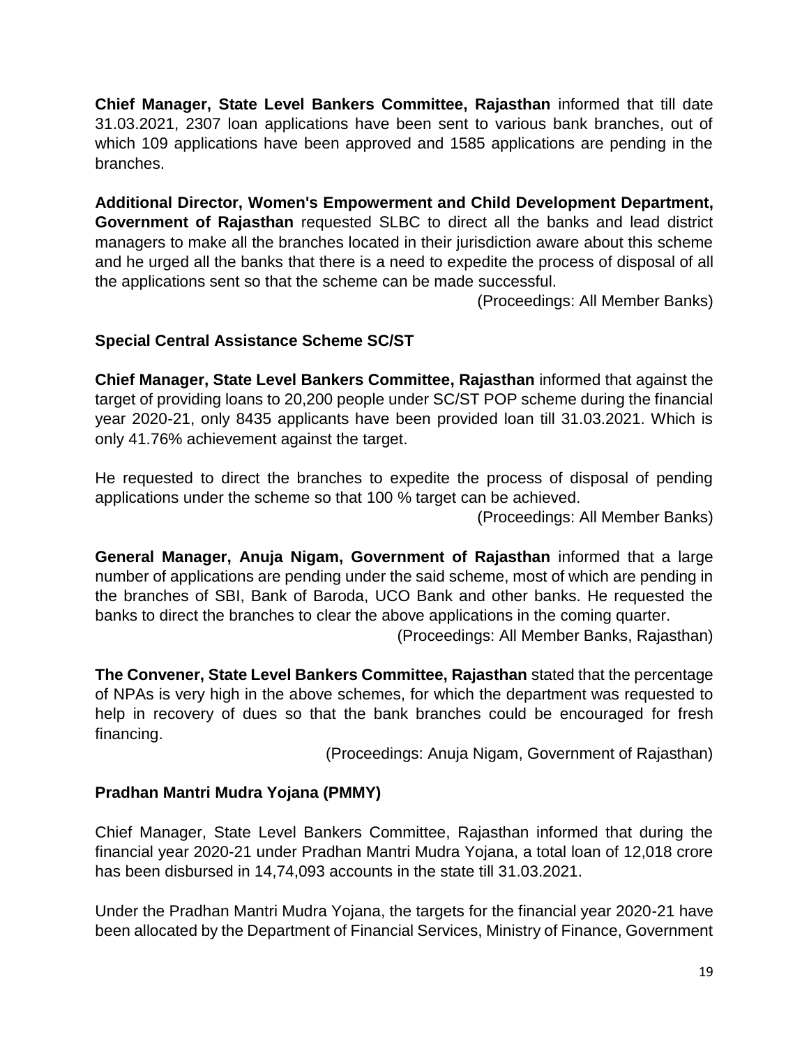**Chief Manager, State Level Bankers Committee, Rajasthan** informed that till date 31.03.2021, 2307 loan applications have been sent to various bank branches, out of which 109 applications have been approved and 1585 applications are pending in the branches.

**Additional Director, Women's Empowerment and Child Development Department, Government of Rajasthan** requested SLBC to direct all the banks and lead district managers to make all the branches located in their jurisdiction aware about this scheme and he urged all the banks that there is a need to expedite the process of disposal of all the applications sent so that the scheme can be made successful.

(Proceedings: All Member Banks)

### Special Central Assistance Scheme SC/ST

**Chief Manager, State Level Bankers Committee, Rajasthan** informed that against the target of providing loans to 20,200 people under SC/ST POP scheme during the financial year 2020-21, only 8435 applicants have been provided loan till 31.03.2021. Which is only 41.76% achievement against the target.

He requested to direct the branches to expedite the process of disposal of pending applications under the scheme so that 100 % target can be achieved.

(Proceedings: All Member Banks)

**General Manager, Anuja Nigam, Government of Rajasthan** informed that a large number of applications are pending under the said scheme, most of which are pending in the branches of SBI, Bank of Baroda, UCO Bank and other banks. He requested the banks to direct the branches to clear the above applications in the coming quarter.

(Proceedings: All Member Banks, Rajasthan)

**The Convener, State Level Bankers Committee, Rajasthan** stated that the percentage of NPAs is very high in the above schemes, for which the department was requested to help in recovery of dues so that the bank branches could be encouraged for fresh financing.

(Proceedings: Anuja Nigam, Government of Rajasthan)

### Pradhan Mantri Mudra Yojana (PMMY)

Chief Manager, State Level Bankers Committee, Rajasthan informed that during the financial year 2020-21 under Pradhan Mantri Mudra Yojana, a total loan of 12,018 crore has been disbursed in 14,74,093 accounts in the state till 31.03.2021.

Under the Pradhan Mantri Mudra Yojana, the targets for the financial year 2020-21 have been allocated by the Department of Financial Services, Ministry of Finance, Government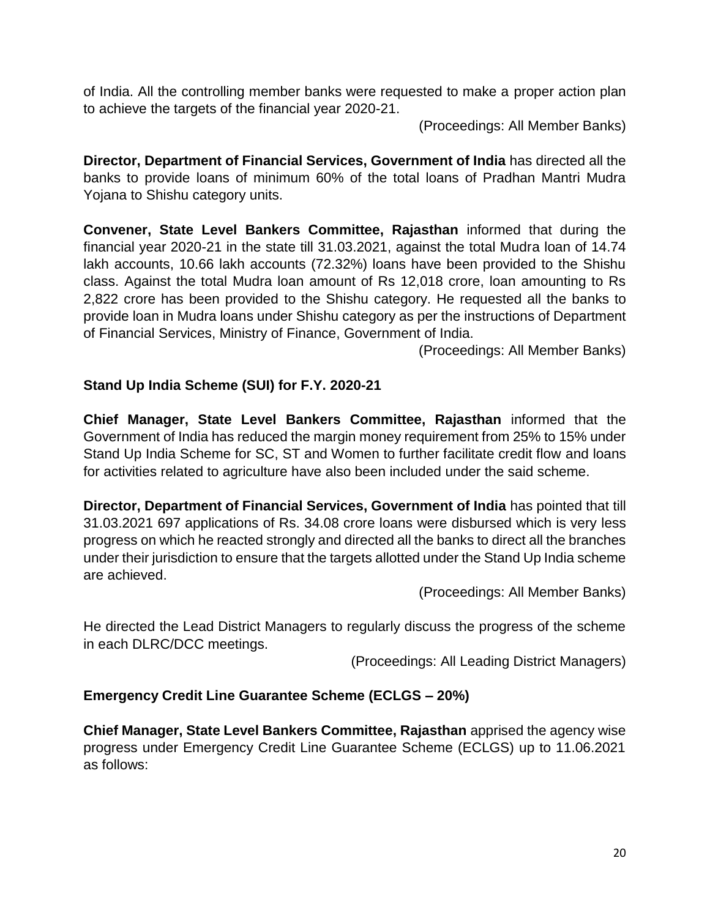of India. All the controlling member banks were requested to make a proper action plan to achieve the targets of the financial year 2020-21.

(Proceedings: All Member Banks)

**Director, Department of Financial Services, Government of India** has directed all the banks to provide loans of minimum 60% of the total loans of Pradhan Mantri Mudra Yojana to Shishu category units.

**Convener, State Level Bankers Committee, Rajasthan** informed that during the financial year 2020-21 in the state till 31.03.2021, against the total Mudra loan of 14.74 lakh accounts, 10.66 lakh accounts (72.32%) loans have been provided to the Shishu class. Against the total Mudra loan amount of Rs 12,018 crore, loan amounting to Rs 2,822 crore has been provided to the Shishu category. He requested all the banks to provide loan in Mudra loans under Shishu category as per the instructions of Department of Financial Services, Ministry of Finance, Government of India.

(Proceedings: All Member Banks)

**Stand Up India Scheme (SUI) for F.Y. 2020-21**

**Chief Manager, State Level Bankers Committee, Rajasthan** informed that the Government of India has reduced the margin money requirement from 25% to 15% under Stand Up India Scheme for SC, ST and Women to further facilitate credit flow and loans for activities related to agriculture have also been included under the said scheme.

**Director, Department of Financial Services, Government of India** has pointed that till 31.03.2021 697 applications of Rs. 34.08 crore loans were disbursed which is very less progress on which he reacted strongly and directed all the banks to direct all the branches under their jurisdiction to ensure that the targets allotted under the Stand Up India scheme are achieved.

(Proceedings: All Member Banks)

He directed the Lead District Managers to regularly discuss the progress of the scheme in each DLRC/DCC meetings.

(Proceedings: All Leading District Managers)

**Emergency Credit Line Guarantee Scheme (ECLGS – 20%)**

**Chief Manager, State Level Bankers Committee, Rajasthan** apprised the agency wise progress under Emergency Credit Line Guarantee Scheme (ECLGS) up to 11.06.2021 as follows: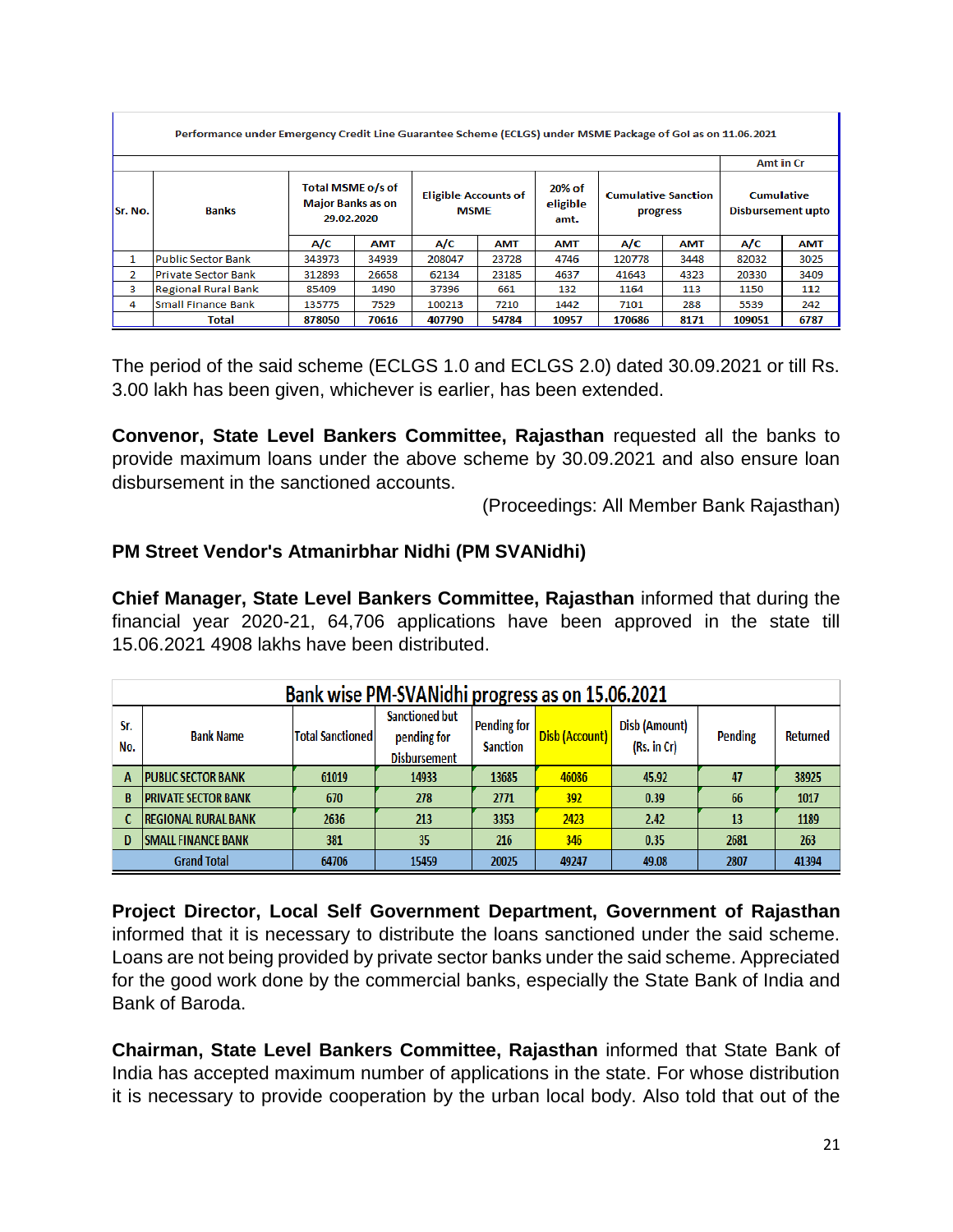| Performance under Emergency Credit Line Guarantee Scheme (ECLGS) under MSME Package of GoI as on 11.06.2021 | | | | | | | | | | |
|---|---|---|---|---|---|---|---|---|---|---|
| | | | | | | | | | Amt in Cr | |
| Sr. No. | Banks | Total MSME o/s of Major Banks as on 29.02.2020 | | Eligible Accounts of MSME | | 20% of eligible amt. | Cumulative Sanction progress | | Cumulative Disbursement upto | |
| | | A/C | AMT | A/C | AMT | AMT | A/C | AMT | A/C | AMT |
| 1 | Public Sector Bank | 343973 | 34939 | 208047 | 23728 | 4746 | 120778 | 3448 | 82032 | 3025 |
| 2 | Private Sector Bank | 312893 | 26658 | 62134 | 23185 | 4637 | 41643 | 4323 | 20330 | 3409 |
| 3 | Regional Rural Bank | 85409 | 1490 | 37396 | 661 | 132 | 1164 | 113 | 1150 | 112 |
| 4 | Small Finance Bank | 135775 | 7529 | 100213 | 7210 | 1442 | 7101 | 288 | 5539 | 242 |
| | Total | 878050 | 70616 | 407790 | 54784 | 10957 | 170686 | 8171 | 109051 | 6787 |

The period of the said scheme (ECLGS 1.0 and ECLGS 2.0) dated 30.09.2021 or till Rs. 3.00 lakh has been given, whichever is earlier, has been extended.

**Convenor, State Level Bankers Committee, Rajasthan** requested all the banks to provide maximum loans under the above scheme by 30.09.2021 and also ensure loan disbursement in the sanctioned accounts.

(Proceedings: All Member Bank Rajasthan)

**PM Street Vendor's Atmanirbhar Nidhi (PM SVANidhi)**

**Chief Manager, State Level Bankers Committee, Rajasthan** informed that during the financial year 2020-21, 64,706 applications have been approved in the state till 15.06.2021 4908 lakhs have been distributed.

| Bank wise PM-SVANidhi progress as on 15.06.2021 | | | | | | | | |
|---|---|---|---|---|---|---|---|---|
| Sr. No. | Bank Name | Total Sanctioned | Sanctioned but pending for Disbursement | Pending for Sanction | Disb (Account) | Disb (Amount) (Rs. in Cr) | Pending | Returned |
| A | PUBLIC SECTOR BANK | 61019 | 14933 | 13685 | 46086 | 45.92 | 47 | 38925 |
| B | PRIVATE SECTOR BANK | 670 | 278 | 2771 | 392 | 0.39 | 66 | 1017 |
| C | REGIONAL RURAL BANK | 2636 | 213 | 3353 | 2423 | 2.42 | 13 | 1189 |
| D | SMALL FINANCE BANK | 381 | 35 | 216 | 346 | 0.35 | 2681 | 263 |
| | Grand Total | 64706 | 15459 | 20025 | 49247 | 49.08 | 2807 | 41394 |

**Project Director, Local Self Government Department, Government of Rajasthan** informed that it is necessary to distribute the loans sanctioned under the said scheme. Loans are not being provided by private sector banks under the said scheme. Appreciated for the good work done by the commercial banks, especially the State Bank of India and Bank of Baroda.

**Chairman, State Level Bankers Committee, Rajasthan** informed that State Bank of India has accepted maximum number of applications in the state. For whose distribution it is necessary to provide cooperation by the urban local body. Also told that out of the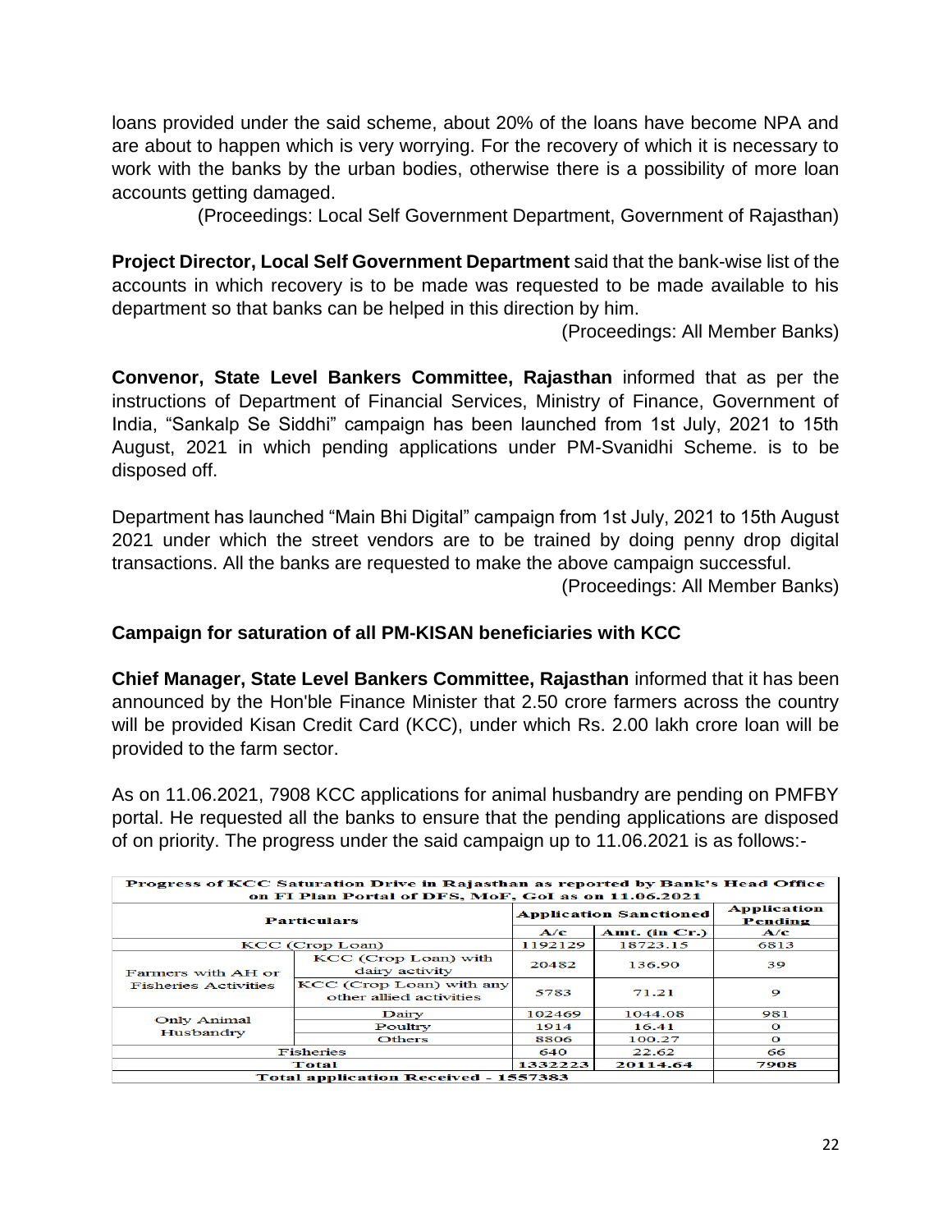loans provided under the said scheme, about 20% of the loans have become NPA and are about to happen which is very worrying. For the recovery of which it is necessary to work with the banks by the urban bodies, otherwise there is a possibility of more loan accounts getting damaged.

(Proceedings: Local Self Government Department, Government of Rajasthan)

**Project Director, Local Self Government Department** said that the bank-wise list of the accounts in which recovery is to be made was requested to be made available to his department so that banks can be helped in this direction by him.

(Proceedings: All Member Banks)

**Convenor, State Level Bankers Committee, Rajasthan** informed that as per the instructions of Department of Financial Services, Ministry of Finance, Government of India, "Sankalp Se Siddhi" campaign has been launched from 1st July, 2021 to 15th August, 2021 in which pending applications under PM-Svanidhi Scheme. is to be disposed off.

Department has launched "Main Bhi Digital" campaign from 1st July, 2021 to 15th August 2021 under which the street vendors are to be trained by doing penny drop digital transactions. All the banks are requested to make the above campaign successful.

(Proceedings: All Member Banks)

**Campaign for saturation of all PM-KISAN beneficiaries with KCC**

**Chief Manager, State Level Bankers Committee, Rajasthan** informed that it has been announced by the Hon'ble Finance Minister that 2.50 crore farmers across the country will be provided Kisan Credit Card (KCC), under which Rs. 2.00 lakh crore loan will be provided to the farm sector.

As on 11.06.2021, 7908 KCC applications for animal husbandry are pending on PMFBY portal. He requested all the banks to ensure that the pending applications are disposed of on priority. The progress under the said campaign up to 11.06.2021 is as follows:-

**Progress of KCC Saturation Drive in Rajasthan as reported by Bank's Head Office on FI Plan Portal of DFS, MoF, GoI as on 11.06.2021**

| Particulars | | Application Sanctioned | | Application Pending |
|---|---|---|---|---|
| | | A/c | Amt. (in Cr.) | A/c |
| KCC (Crop Loan) | | 1192129 | 18723.15 | 6813 |
| Farmers with AH or Fisheries Activities | KCC (Crop Loan) with dairy activity | 20482 | 136.90 | 39 |
| | KCC (Crop Loan) with any other allied activities | 5783 | 71.21 | 9 |
| Only Animal Husbandry | Dairy | 102469 | 1044.08 | 981 |
| | Poultry | 1914 | 16.41 | 0 |
| | Others | 8806 | 100.27 | 0 |
| Fisheries | | 640 | 22.62 | 66 |
| Total | | 1332223 | 20114.64 | 7908 |
| Total application Received - 1557383 | | | | |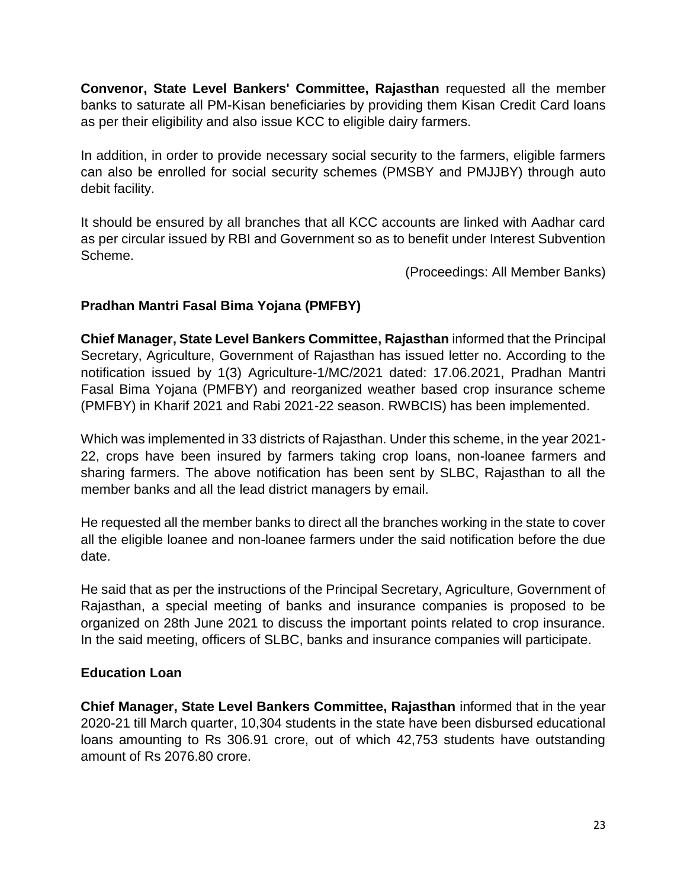**Convenor, State Level Bankers' Committee, Rajasthan** requested all the member banks to saturate all PM-Kisan beneficiaries by providing them Kisan Credit Card loans as per their eligibility and also issue KCC to eligible dairy farmers.

In addition, in order to provide necessary social security to the farmers, eligible farmers can also be enrolled for social security schemes (PMSBY and PMJJBY) through auto debit facility.

It should be ensured by all branches that all KCC accounts are linked with Aadhar card as per circular issued by RBI and Government so as to benefit under Interest Subvention Scheme.

(Proceedings: All Member Banks)

### Pradhan Mantri Fasal Bima Yojana (PMFBY)

**Chief Manager, State Level Bankers Committee, Rajasthan** informed that the Principal Secretary, Agriculture, Government of Rajasthan has issued letter no. According to the notification issued by 1(3) Agriculture-1/MC/2021 dated: 17.06.2021, Pradhan Mantri Fasal Bima Yojana (PMFBY) and reorganized weather based crop insurance scheme (PMFBY) in Kharif 2021 and Rabi 2021-22 season. RWBCIS) has been implemented.

Which was implemented in 33 districts of Rajasthan. Under this scheme, in the year 2021-22, crops have been insured by farmers taking crop loans, non-loanee farmers and sharing farmers. The above notification has been sent by SLBC, Rajasthan to all the member banks and all the lead district managers by email.

He requested all the member banks to direct all the branches working in the state to cover all the eligible loanee and non-loanee farmers under the said notification before the due date.

He said that as per the instructions of the Principal Secretary, Agriculture, Government of Rajasthan, a special meeting of banks and insurance companies is proposed to be organized on 28th June 2021 to discuss the important points related to crop insurance. In the said meeting, officers of SLBC, banks and insurance companies will participate.

### Education Loan

**Chief Manager, State Level Bankers Committee, Rajasthan** informed that in the year 2020-21 till March quarter, 10,304 students in the state have been disbursed educational loans amounting to Rs 306.91 crore, out of which 42,753 students have outstanding amount of Rs 2076.80 crore.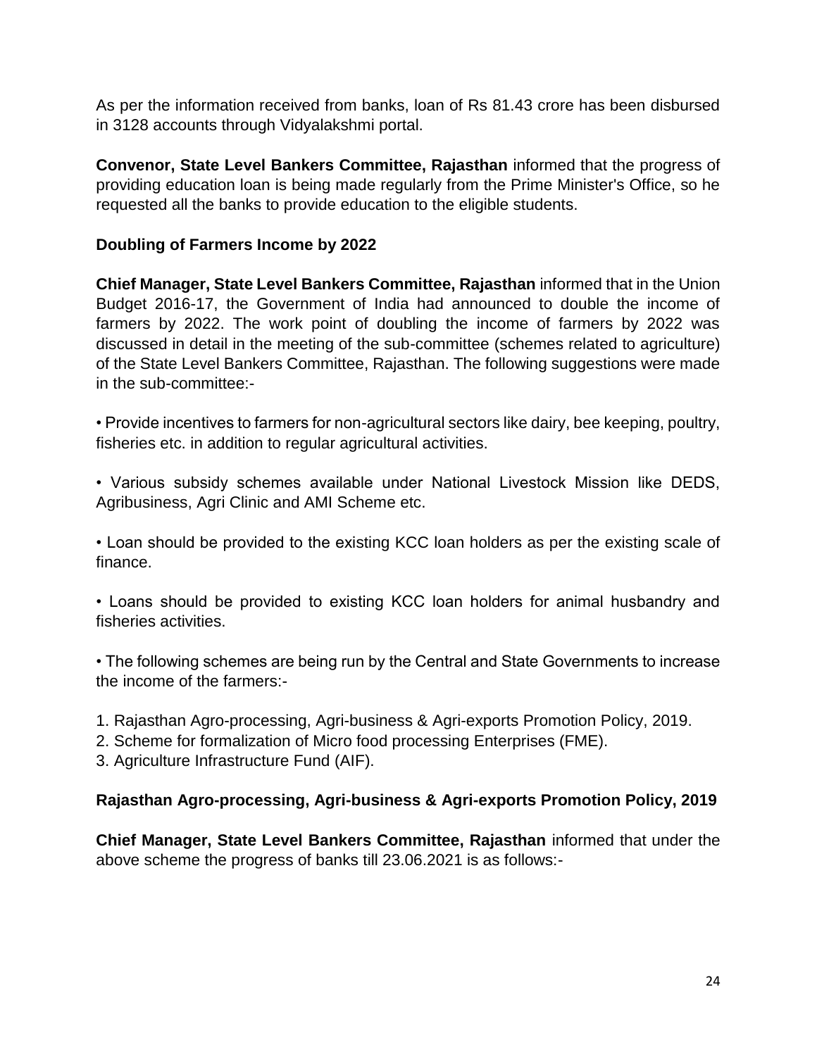As per the information received from banks, loan of Rs 81.43 crore has been disbursed in 3128 accounts through Vidyalakshmi portal.

**Convenor, State Level Bankers Committee, Rajasthan** informed that the progress of providing education loan is being made regularly from the Prime Minister's Office, so he requested all the banks to provide education to the eligible students.

**Doubling of Farmers Income by 2022**

**Chief Manager, State Level Bankers Committee, Rajasthan** informed that in the Union Budget 2016-17, the Government of India had announced to double the income of farmers by 2022. The work point of doubling the income of farmers by 2022 was discussed in detail in the meeting of the sub-committee (schemes related to agriculture) of the State Level Bankers Committee, Rajasthan. The following suggestions were made in the sub-committee:-

• Provide incentives to farmers for non-agricultural sectors like dairy, bee keeping, poultry, fisheries etc. in addition to regular agricultural activities.

• Various subsidy schemes available under National Livestock Mission like DEDS, Agribusiness, Agri Clinic and AMI Scheme etc.

• Loan should be provided to the existing KCC loan holders as per the existing scale of finance.

• Loans should be provided to existing KCC loan holders for animal husbandry and fisheries activities.

• The following schemes are being run by the Central and State Governments to increase the income of the farmers:-

1. Rajasthan Agro-processing, Agri-business & Agri-exports Promotion Policy, 2019.
2. Scheme for formalization of Micro food processing Enterprises (FME).
3. Agriculture Infrastructure Fund (AIF).

**Rajasthan Agro-processing, Agri-business & Agri-exports Promotion Policy, 2019**

**Chief Manager, State Level Bankers Committee, Rajasthan** informed that under the above scheme the progress of banks till 23.06.2021 is as follows:-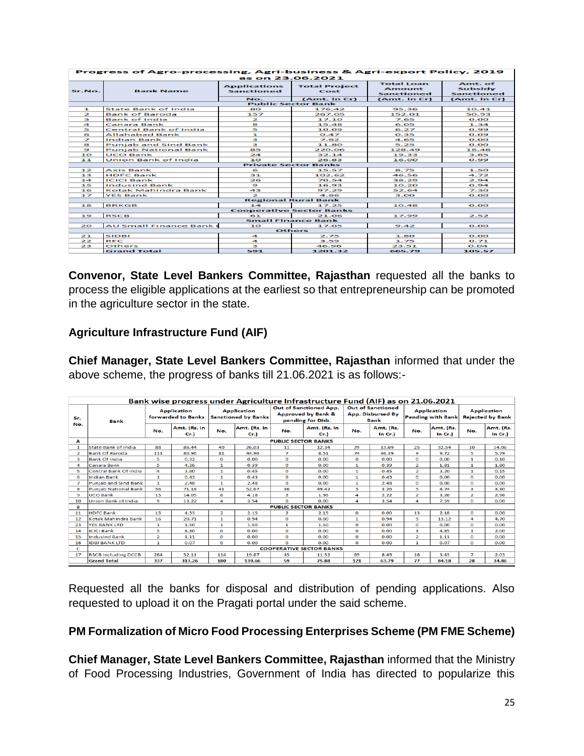| Progress of Agro-processing, Agri-business & Agri-export Policy, 2019 as on 23.06.2021 | | | | | |
|---|---|---|---|---|---|
| Sr.No. | Bank Name | Applications Sanctioned | Total Project Cost | Total Loan Amount Sanctioned | Amt. of Subsidy Sanctioned |
| | | No. | (Amt. in Cr) | (Amt. in Cr) | (Amt. in Cr) |
| **Public Sector Bank** | | | | | |
| 1 | State Bank of India | 80 | 176.42 | 95.36 | 10.41 |
| 2 | Bank of Baroda | 157 | 267.05 | 152.01 | 50.93 |
| 3 | Bank of India | 2 | 17.10 | 7.65 | 0.00 |
| 4 | Canara Bank | 8 | 15.48 | 6.05 | 1.34 |
| 5 | Central Bank of India | 5 | 10.09 | 6.27 | 0.99 |
| 6 | Allahabad Bank | 1 | 0.47 | 0.35 | 0.09 |
| 7 | Indian Bank | 3 | 7.62 | 4.65 | 0.00 |
| 8 | Punjab and Sind Bank | 3 | 11.80 | 5.25 | 0.00 |
| 9 | Punjab National Bank | 85 | 220.06 | 128.49 | 16.48 |
| 10 | UCO Bank | 24 | 32.14 | 19.33 | 3.65 |
| 11 | Union Bank of India | 10 | 26.83 | 16.00 | 0.99 |
| **Private Sector Banks** | | | | | |
| 12 | Axis Bank | 6 | 15.57 | 8.75 | 1.50 |
| 13 | HDFC Bank | 31 | 102.62 | 46.56 | 4.72 |
| 14 | ICICI Bank | 26 | 70.54 | 38.29 | 2.94 |
| 15 | Indusind Bank | 9 | 16.93 | 10.20 | 0.94 |
| 16 | Kotak Mahindra Bank | 43 | 97.29 | 52.64 | 7.30 |
| 17 | YES Bank | 2 | 4.66 | 3.00 | 0.00 |
| **Regional Rural Bank** | | | | | |
| 18 | BRKGB | 14 | 17.25 | 10.48 | 0.00 |
| **Cooperative Sector Banks** | | | | | |
| 19 | RSCB | 61 | 21.06 | 17.99 | 2.52 |
| **Small Finance Bank** | | | | | |
| 20 | AU Small Finance Bank | 10 | 17.05 | 9.42 | 0.00 |
| **Others** | | | | | |
| 21 | SIDBI | 4 | 2.75 | 1.80 | 0.00 |
| 22 | RFC | 4 | 3.59 | 1.75 | 0.71 |
| 23 | Others | 3 | 46.96 | 23.51 | 0.04 |
| | Grand Total | 591 | 1201.32 | 665.79 | 105.57 |

**Convenor, State Level Bankers Committee, Rajasthan** requested all the banks to process the eligible applications at the earliest so that entrepreneurship can be promoted in the agriculture sector in the state.

## Agriculture Infrastructure Fund (AIF)

**Chief Manager, State Level Bankers Committee, Rajasthan** informed that under the above scheme, the progress of banks till 21.06.2021 is as follows:-

| Bank wise progress under Agriculture Infrastructure Fund (AIF) as on 21.06.2021 | | | | | | | | | | | | | |
|---|---|---|---|---|---|---|---|---|---|---|---|---|---|
| Sr. No. | Bank | Application forwarded to Banks | | Application Sanctioned by Banks | | Out of Sanctioned App. Approved by Bank & pending for Disb. | | Out of Sanctioned App. Disbursed By Bank | | Application Pending with Bank | | Application Rejected by Bank | |
| | | No. | Amt. (Rs. In Cr.) | No. | Amt. (Rs. In Cr.) | No. | Amt. (Rs. In Cr.) | No. | Amt. (Rs. In Cr.) | No. | Amt. (Rs. In Cr.) | No. | Amt. (Rs. In Cr.) |
| A | PUBLIC SECTOR BANKS | | | | | | | | | | | | |
| 1 | State Bank of India | 88 | 86.44 | 40 | 26.03 | 11 | 12.34 | 29 | 13.69 | 25 | 32.54 | 10 | 14.06 |
| 2 | Bank Of Baroda | 113 | 80.96 | 81 | 44.90 | 7 | 8.51 | 74 | 36.39 | 9 | 9.72 | 5 | 5.79 |
| 3 | Bank Of India | 5 | 0.32 | 0 | 0.00 | 0 | 0.00 | 0 | 0.00 | 0 | 0.00 | 1 | 0.10 |
| 4 | Canara Bank | 5 | 4.36 | 1 | 0.39 | 0 | 0.00 | 1 | 0.39 | 2 | 1.81 | 1 | 1.80 |
| 5 | Central Bank Of India | 4 | 3.80 | 1 | 0.45 | 0 | 0.00 | 1 | 0.45 | 2 | 3.20 | 1 | 0.15 |
| 6 | Indian Bank | 1 | 0.43 | 1 | 0.43 | 0 | 0.00 | 1 | 0.43 | 0 | 0.00 | 0 | 0.00 |
| 7 | Punjab and Sind Bank | 1 | 2.48 | 1 | 2.48 | 0 | 0.00 | 1 | 2.48 | 0 | 0.00 | 0 | 0.00 |
| 8 | Punjab National Bank | 56 | 71.18 | 41 | 52.67 | 36 | 49.42 | 5 | 3.25 | 5 | 4.74 | 3 | 3.30 |
| 9 | UCO Bank | 15 | 14.05 | 6 | 4.18 | 2 | 1.96 | 4 | 2.22 | 2 | 3.26 | 2 | 2.96 |
| 10 | Union Bank of India | 9 | 13.22 | 4 | 3.54 | 0 | 0.00 | 4 | 3.54 | 4 | 7.59 | 0 | 0.00 |
| B | PUBLIC SECTOR BANKS | | | | | | | | | | | | |
| 11 | HDFC Bank | 15 | 4.33 | 2 | 2.15 | 2 | 2.15 | 0 | 0.00 | 13 | 2.18 | 0 | 0.00 |
| 12 | Kotak Mahindra Bank | 16 | 20.71 | 1 | 0.94 | 0 | 0.00 | 1 | 0.94 | 9 | 13.12 | 4 | 4.70 |
| 23 | YES BANK LTD | 1 | 1.50 | 1 | 1.50 | 1 | 1.50 | 0 | 0.00 | 0 | 0.00 | 0 | 0.00 |
| 14 | ICICI Bank | 5 | 8.30 | 0 | 0.00 | 0 | 0.00 | 0 | 0.00 | 3 | 4.85 | 1 | 2.00 |
| 15 | Indusind Bank | 2 | 1.11 | 0 | 0.00 | 0 | 0.00 | 0 | 0.00 | 2 | 1.11 | 0 | 0.00 |
| 16 | IDBI BANK LTD | 1 | 0.07 | 0 | 0.00 | 0 | 0.00 | 0 | 0.00 | 1 | 0.07 | 0 | 0.00 |
| C | COOPERATIVE SECTOR BANKS | | | | | | | | | | | | |
| 17 | RSCB including DCCB | 284 | 52.11 | 114 | 19.87 | 45 | 11.52 | 69 | 8.49 | 18 | 3.43 | 7 | 2.03 |
| | Grand Total | 337 | 313.26 | 180 | 139.66 | 59 | 75.88 | 121 | 63.79 | 77 | 84.18 | 28 | 34.86 |

Requested all the banks for disposal and distribution of pending applications. Also requested to upload it on the Pragati portal under the said scheme.

## PM Formalization of Micro Food Processing Enterprises Scheme (PM FME Scheme)

**Chief Manager, State Level Bankers Committee, Rajasthan** informed that the Ministry of Food Processing Industries, Government of India has directed to popularize this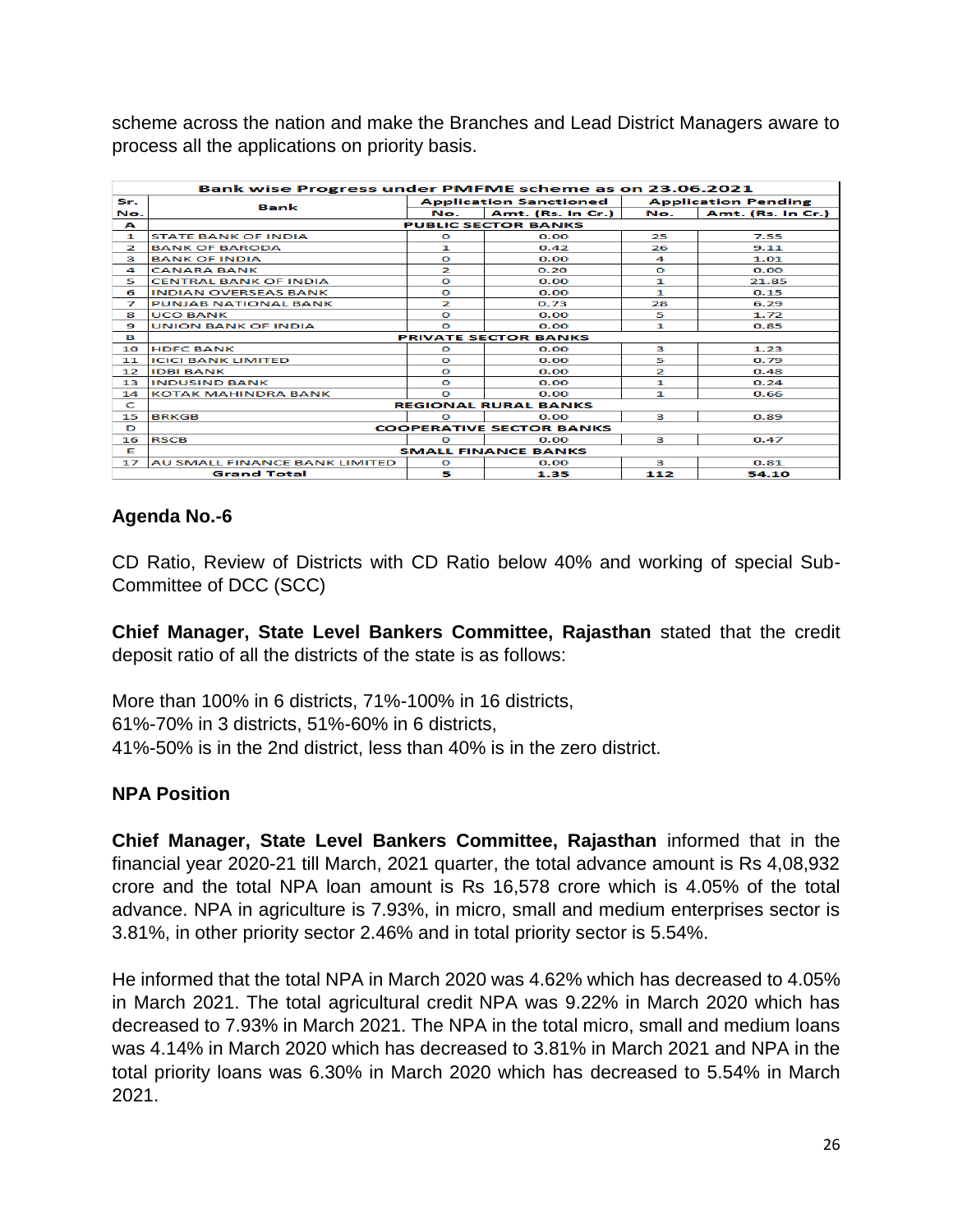scheme across the nation and make the Branches and Lead District Managers aware to process all the applications on priority basis.

| Bank wise Progress under PMFME scheme as on 23.06.2021 | | | | | |
|---|---|---|---|---|---|
| Sr. No. | Bank | Application Sanctioned | | Application Pending | |
| | | No. | Amt. (Rs. In Cr.) | No. | Amt. (Rs. In Cr.) |
| A | PUBLIC SECTOR BANKS | | | | |
| 1 | STATE BANK OF INDIA | 0 | 0.00 | 25 | 7.55 |
| 2 | BANK OF BARODA | 1 | 0.42 | 26 | 9.11 |
| 3 | BANK OF INDIA | 0 | 0.00 | 4 | 1.01 |
| 4 | CANARA BANK | 2 | 0.20 | 0 | 0.00 |
| 5 | CENTRAL BANK OF INDIA | 0 | 0.00 | 1 | 21.85 |
| 6 | INDIAN OVERSEAS BANK | 0 | 0.00 | 1 | 0.15 |
| 7 | PUNJAB NATIONAL BANK | 2 | 0.73 | 28 | 6.29 |
| 8 | UCO BANK | 0 | 0.00 | 5 | 1.72 |
| 9 | UNION BANK OF INDIA | 0 | 0.00 | 1 | 0.85 |
| B | PRIVATE SECTOR BANKS | | | | |
| 10 | HDFC BANK | 0 | 0.00 | 3 | 1.23 |
| 11 | ICICI BANK LIMITED | 0 | 0.00 | 5 | 0.79 |
| 12 | IDBI BANK | 0 | 0.00 | 2 | 0.48 |
| 13 | INDUSIND BANK | 0 | 0.00 | 1 | 0.24 |
| 14 | KOTAK MAHINDRA BANK | 0 | 0.00 | 1 | 0.66 |
| C | REGIONAL RURAL BANKS | | | | |
| 15 | BRKGB | 0 | 0.00 | 3 | 0.89 |
| D | COOPERATIVE SECTOR BANKS | | | | |
| 16 | RSCB | 0 | 0.00 | 3 | 0.47 |
| E | SMALL FINANCE BANKS | | | | |
| 17 | AU SMALL FINANCE BANK LIMITED | 0 | 0.00 | 3 | 0.81 |
| | Grand Total | 5 | 1.35 | 112 | 54.10 |

## Agenda No.-6

CD Ratio, Review of Districts with CD Ratio below 40% and working of special Sub-Committee of DCC (SCC)

**Chief Manager, State Level Bankers Committee, Rajasthan** stated that the credit deposit ratio of all the districts of the state is as follows:

More than 100% in 6 districts, 71%-100% in 16 districts,
61%-70% in 3 districts, 51%-60% in 6 districts,
41%-50% is in the 2nd district, less than 40% is in the zero district.

## NPA Position

**Chief Manager, State Level Bankers Committee, Rajasthan** informed that in the financial year 2020-21 till March, 2021 quarter, the total advance amount is Rs 4,08,932 crore and the total NPA loan amount is Rs 16,578 crore which is 4.05% of the total advance. NPA in agriculture is 7.93%, in micro, small and medium enterprises sector is 3.81%, in other priority sector 2.46% and in total priority sector is 5.54%.

He informed that the total NPA in March 2020 was 4.62% which has decreased to 4.05% in March 2021. The total agricultural credit NPA was 9.22% in March 2020 which has decreased to 7.93% in March 2021. The NPA in the total micro, small and medium loans was 4.14% in March 2020 which has decreased to 3.81% in March 2021 and NPA in the total priority loans was 6.30% in March 2020 which has decreased to 5.54% in March 2021.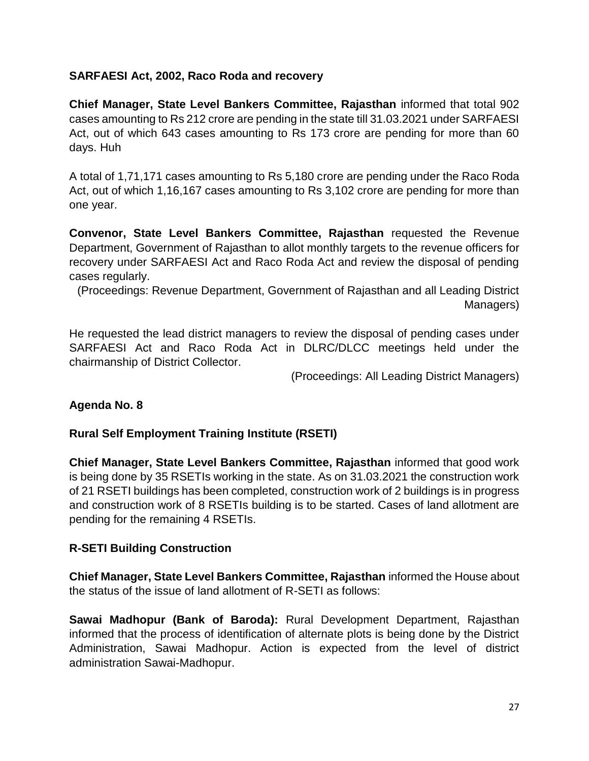**SARFAESI Act, 2002, Raco Roda and recovery**

**Chief Manager, State Level Bankers Committee, Rajasthan** informed that total 902 cases amounting to Rs 212 crore are pending in the state till 31.03.2021 under SARFAESI Act, out of which 643 cases amounting to Rs 173 crore are pending for more than 60 days. Huh

A total of 1,71,171 cases amounting to Rs 5,180 crore are pending under the Raco Roda Act, out of which 1,16,167 cases amounting to Rs 3,102 crore are pending for more than one year.

**Convenor, State Level Bankers Committee, Rajasthan** requested the Revenue Department, Government of Rajasthan to allot monthly targets to the revenue officers for recovery under SARFAESI Act and Raco Roda Act and review the disposal of pending cases regularly.

(Proceedings: Revenue Department, Government of Rajasthan and all Leading District Managers)

He requested the lead district managers to review the disposal of pending cases under SARFAESI Act and Raco Roda Act in DLRC/DLCC meetings held under the chairmanship of District Collector.

(Proceedings: All Leading District Managers)

**Agenda No. 8**

**Rural Self Employment Training Institute (RSETI)**

**Chief Manager, State Level Bankers Committee, Rajasthan** informed that good work is being done by 35 RSETIs working in the state. As on 31.03.2021 the construction work of 21 RSETI buildings has been completed, construction work of 2 buildings is in progress and construction work of 8 RSETIs building is to be started. Cases of land allotment are pending for the remaining 4 RSETIs.

**R-SETI Building Construction**

**Chief Manager, State Level Bankers Committee, Rajasthan** informed the House about the status of the issue of land allotment of R-SETI as follows:

**Sawai Madhopur (Bank of Baroda):** Rural Development Department, Rajasthan informed that the process of identification of alternate plots is being done by the District Administration, Sawai Madhopur. Action is expected from the level of district administration Sawai-Madhopur.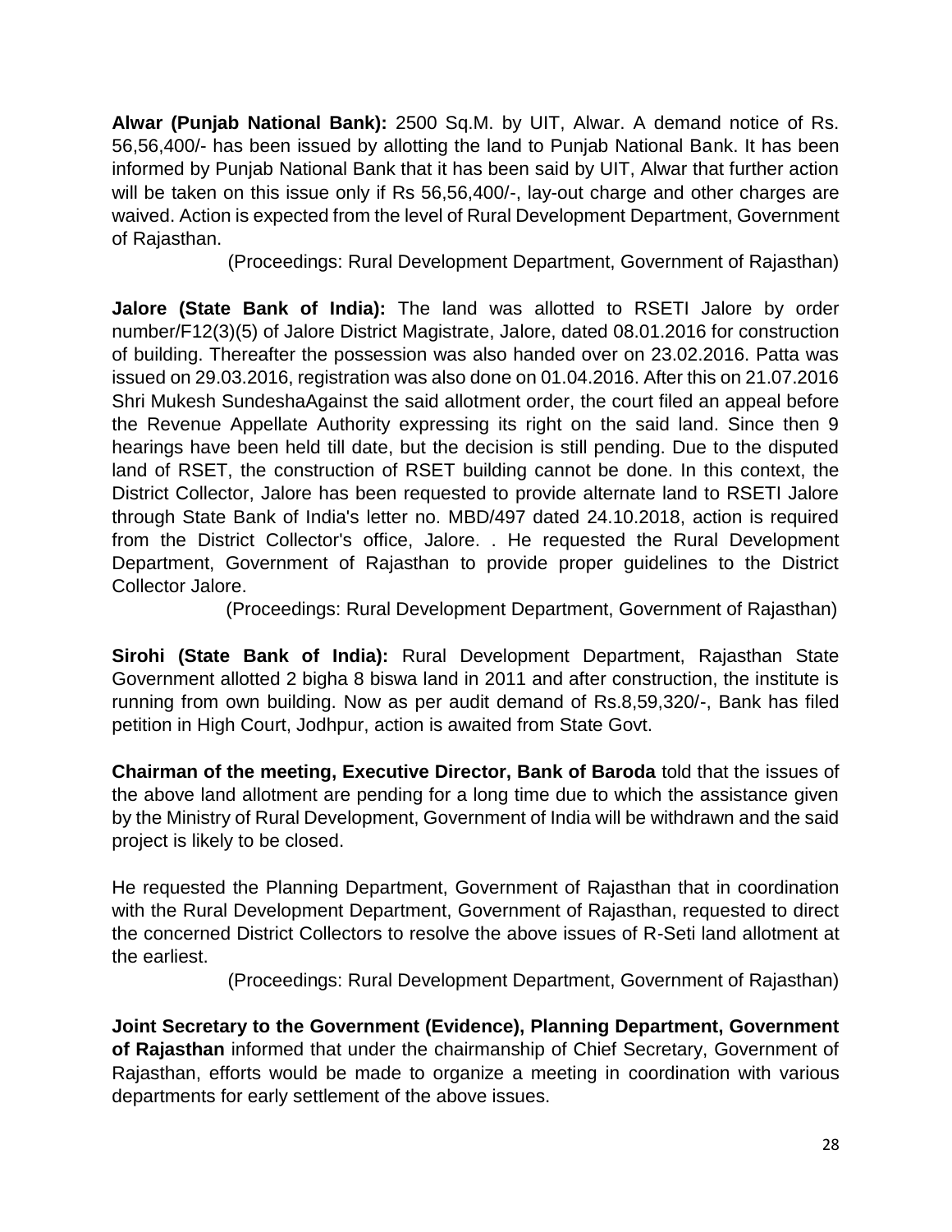**Alwar (Punjab National Bank):** 2500 Sq.M. by UIT, Alwar. A demand notice of Rs. 56,56,400/- has been issued by allotting the land to Punjab National Bank. It has been informed by Punjab National Bank that it has been said by UIT, Alwar that further action will be taken on this issue only if Rs 56,56,400/-, lay-out charge and other charges are waived. Action is expected from the level of Rural Development Department, Government of Rajasthan.

(Proceedings: Rural Development Department, Government of Rajasthan)

**Jalore (State Bank of India):** The land was allotted to RSETI Jalore by order number/F12(3)(5) of Jalore District Magistrate, Jalore, dated 08.01.2016 for construction of building. Thereafter the possession was also handed over on 23.02.2016. Patta was issued on 29.03.2016, registration was also done on 01.04.2016. After this on 21.07.2016 Shri Mukesh SundeshaAgainst the said allotment order, the court filed an appeal before the Revenue Appellate Authority expressing its right on the said land. Since then 9 hearings have been held till date, but the decision is still pending. Due to the disputed land of RSET, the construction of RSET building cannot be done. In this context, the District Collector, Jalore has been requested to provide alternate land to RSETI Jalore through State Bank of India's letter no. MBD/497 dated 24.10.2018, action is required from the District Collector's office, Jalore. . He requested the Rural Development Department, Government of Rajasthan to provide proper guidelines to the District Collector Jalore.

(Proceedings: Rural Development Department, Government of Rajasthan)

**Sirohi (State Bank of India):** Rural Development Department, Rajasthan State Government allotted 2 bigha 8 biswa land in 2011 and after construction, the institute is running from own building. Now as per audit demand of Rs.8,59,320/-, Bank has filed petition in High Court, Jodhpur, action is awaited from State Govt.

**Chairman of the meeting, Executive Director, Bank of Baroda** told that the issues of the above land allotment are pending for a long time due to which the assistance given by the Ministry of Rural Development, Government of India will be withdrawn and the said project is likely to be closed.

He requested the Planning Department, Government of Rajasthan that in coordination with the Rural Development Department, Government of Rajasthan, requested to direct the concerned District Collectors to resolve the above issues of R-Seti land allotment at the earliest.

(Proceedings: Rural Development Department, Government of Rajasthan)

**Joint Secretary to the Government (Evidence), Planning Department, Government of Rajasthan** informed that under the chairmanship of Chief Secretary, Government of Rajasthan, efforts would be made to organize a meeting in coordination with various departments for early settlement of the above issues.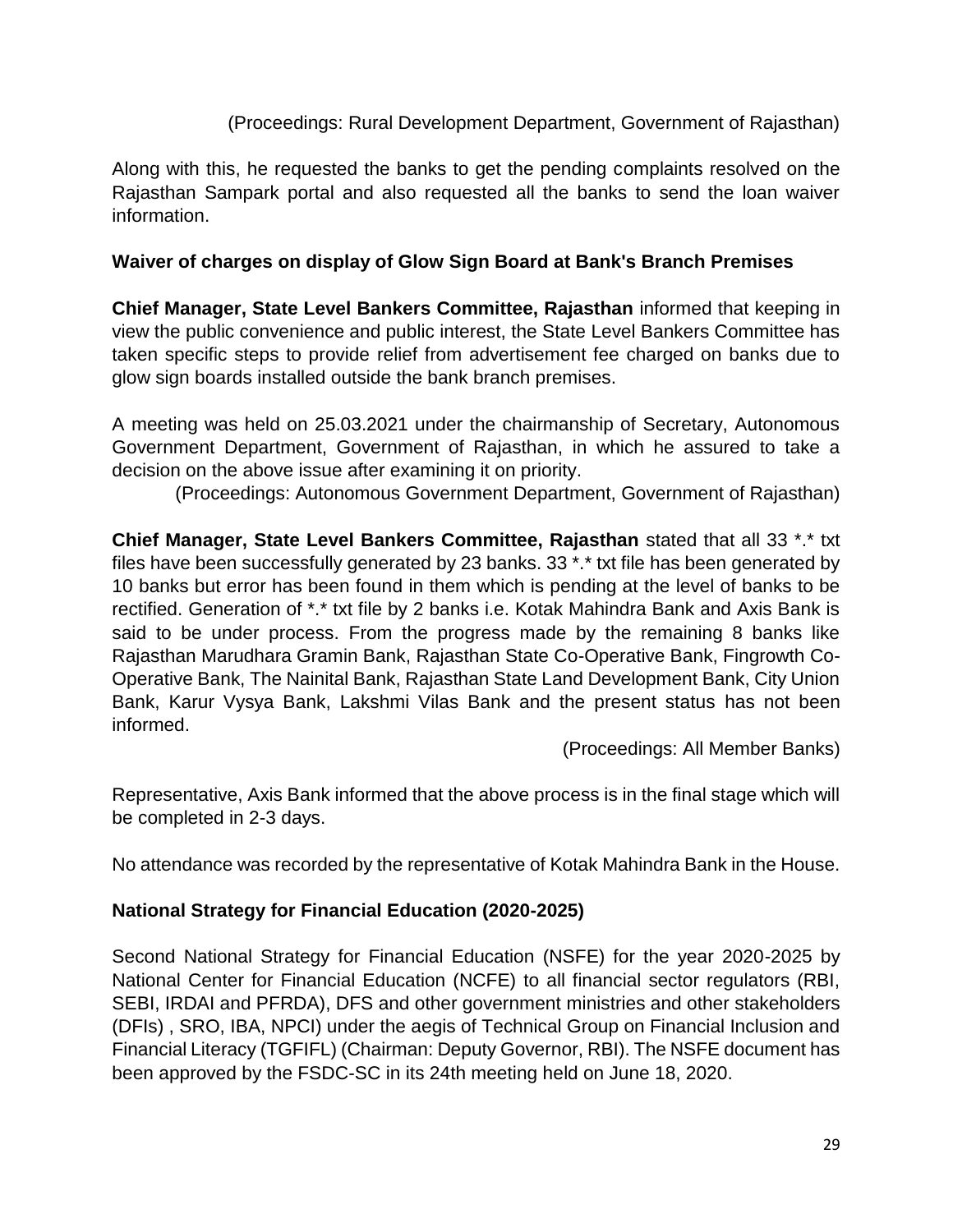(Proceedings: Rural Development Department, Government of Rajasthan)

Along with this, he requested the banks to get the pending complaints resolved on the Rajasthan Sampark portal and also requested all the banks to send the loan waiver information.

**Waiver of charges on display of Glow Sign Board at Bank's Branch Premises**

**Chief Manager, State Level Bankers Committee, Rajasthan** informed that keeping in view the public convenience and public interest, the State Level Bankers Committee has taken specific steps to provide relief from advertisement fee charged on banks due to glow sign boards installed outside the bank branch premises.

A meeting was held on 25.03.2021 under the chairmanship of Secretary, Autonomous Government Department, Government of Rajasthan, in which he assured to take a decision on the above issue after examining it on priority.

(Proceedings: Autonomous Government Department, Government of Rajasthan)

**Chief Manager, State Level Bankers Committee, Rajasthan** stated that all 33 *.* txt files have been successfully generated by 23 banks. 33 *.* txt file has been generated by 10 banks but error has been found in them which is pending at the level of banks to be rectified. Generation of *.* txt file by 2 banks i.e. Kotak Mahindra Bank and Axis Bank is said to be under process. From the progress made by the remaining 8 banks like Rajasthan Marudhara Gramin Bank, Rajasthan State Co-Operative Bank, Fingrowth Co-Operative Bank, The Nainital Bank, Rajasthan State Land Development Bank, City Union Bank, Karur Vysya Bank, Lakshmi Vilas Bank and the present status has not been informed.

(Proceedings: All Member Banks)

Representative, Axis Bank informed that the above process is in the final stage which will be completed in 2-3 days.

No attendance was recorded by the representative of Kotak Mahindra Bank in the House.

**National Strategy for Financial Education (2020-2025)**

Second National Strategy for Financial Education (NSFE) for the year 2020-2025 by National Center for Financial Education (NCFE) to all financial sector regulators (RBI, SEBI, IRDAI and PFRDA), DFS and other government ministries and other stakeholders (DFIs) , SRO, IBA, NPCI) under the aegis of Technical Group on Financial Inclusion and Financial Literacy (TGFIFL) (Chairman: Deputy Governor, RBI). The NSFE document has been approved by the FSDC-SC in its 24th meeting held on June 18, 2020.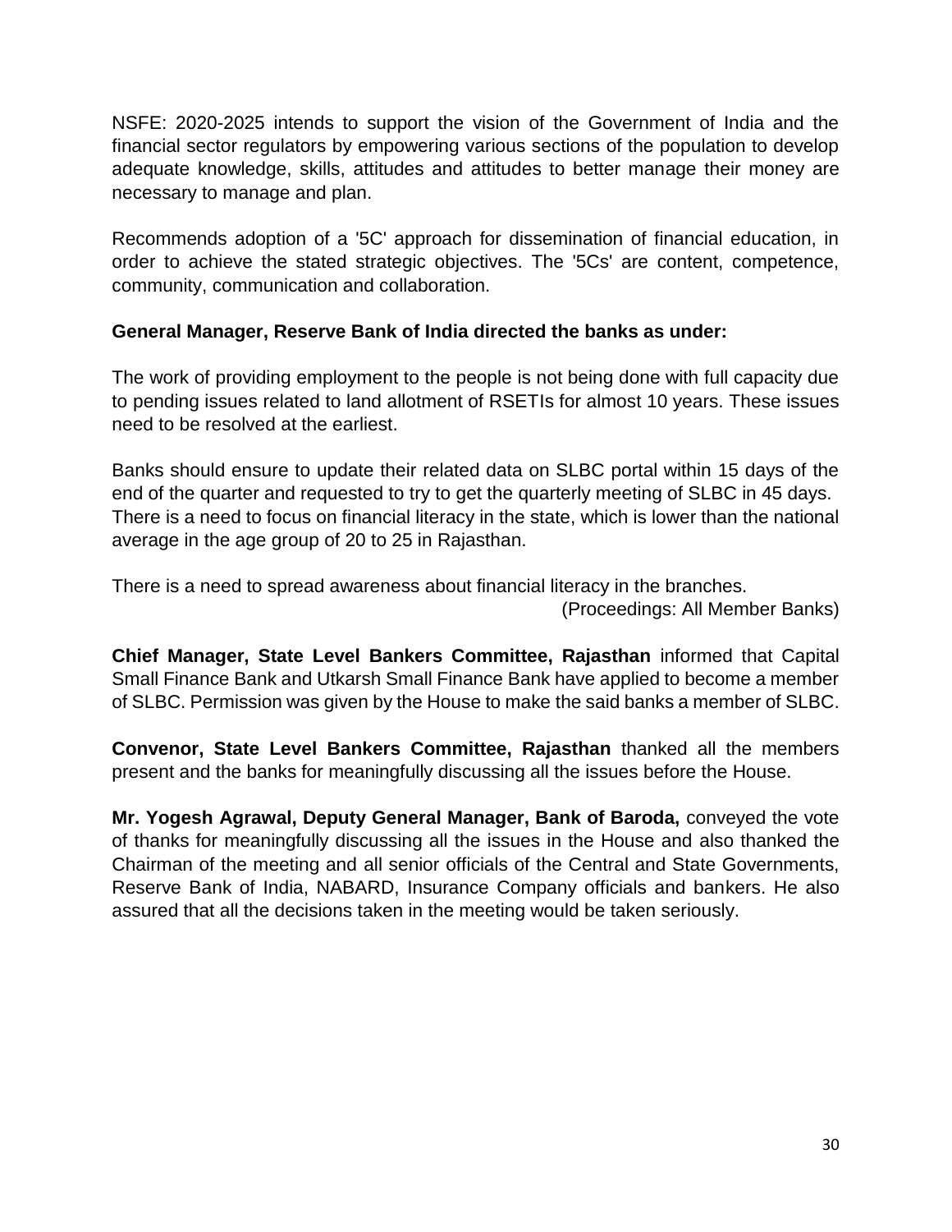NSFE: 2020-2025 intends to support the vision of the Government of India and the financial sector regulators by empowering various sections of the population to develop adequate knowledge, skills, attitudes and attitudes to better manage their money are necessary to manage and plan.

Recommends adoption of a '5C' approach for dissemination of financial education, in order to achieve the stated strategic objectives. The '5Cs' are content, competence, community, communication and collaboration.

**General Manager, Reserve Bank of India directed the banks as under:**

The work of providing employment to the people is not being done with full capacity due to pending issues related to land allotment of RSETIs for almost 10 years. These issues need to be resolved at the earliest.

Banks should ensure to update their related data on SLBC portal within 15 days of the end of the quarter and requested to try to get the quarterly meeting of SLBC in 45 days. There is a need to focus on financial literacy in the state, which is lower than the national average in the age group of 20 to 25 in Rajasthan.

There is a need to spread awareness about financial literacy in the branches.

(Proceedings: All Member Banks)

**Chief Manager, State Level Bankers Committee, Rajasthan** informed that Capital Small Finance Bank and Utkarsh Small Finance Bank have applied to become a member of SLBC. Permission was given by the House to make the said banks a member of SLBC.

**Convenor, State Level Bankers Committee, Rajasthan** thanked all the members present and the banks for meaningfully discussing all the issues before the House.

**Mr. Yogesh Agrawal, Deputy General Manager, Bank of Baroda,** conveyed the vote of thanks for meaningfully discussing all the issues in the House and also thanked the Chairman of the meeting and all senior officials of the Central and State Governments, Reserve Bank of India, NABARD, Insurance Company officials and bankers. He also assured that all the decisions taken in the meeting would be taken seriously.